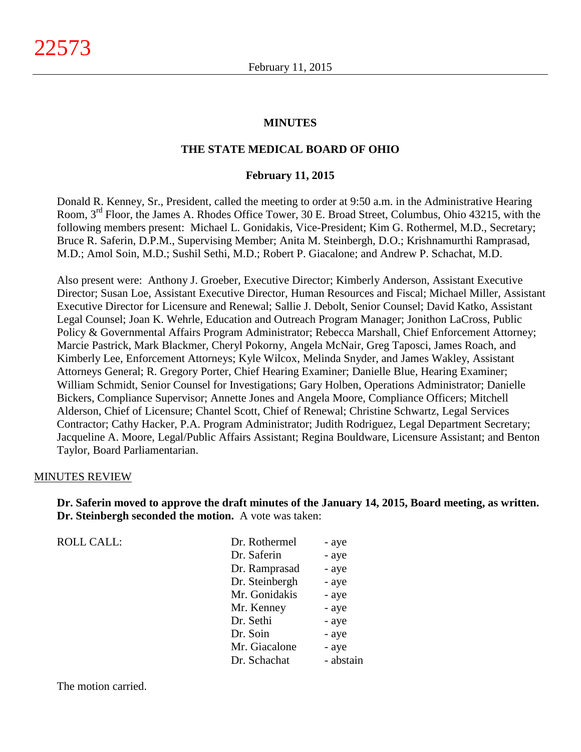# MINUTES

## THE STATE MEDICAL BOARD OF OHIO

### February 11, 2015

Donald R. Kenney, Sr., President, called the meeting to order at 9:50 a.m. in the Administrative Hearing Room, 3rd Floor, the James A. Rhodes Office Tower, 30 E. Broad Street, Columbus, Ohio 43215, with the following members present: Michael L. Gonidakis, Vice-President; Kim G. Rothermel, M.D., Secretary; Bruce R. Saferin, D.P.M., Supervising Member; Anita M. Steinbergh, D.O.; Krishnamurthi Ramprasad, M.D.; Amol Soin, M.D.; Sushil Sethi, M.D.; Robert P. Giacalone; and Andrew P. Schachat, M.D.

Also present were: Anthony J. Groeber, Executive Director; Kimberly Anderson, Assistant Executive Director; Susan Loe, Assistant Executive Director, Human Resources and Fiscal; Michael Miller, Assistant Executive Director for Licensure and Renewal; Sallie J. Debolt, Senior Counsel; David Katko, Assistant Legal Counsel; Joan K. Wehrle, Education and Outreach Program Manager; Jonithon LaCross, Public Policy & Governmental Affairs Program Administrator; Rebecca Marshall, Chief Enforcement Attorney; Marcie Pastrick, Mark Blackmer, Cheryl Pokorny, Angela McNair, Greg Taposci, James Roach, and Kimberly Lee, Enforcement Attorneys; Kyle Wilcox, Melinda Snyder, and James Wakley, Assistant Attorneys General; R. Gregory Porter, Chief Hearing Examiner; Danielle Blue, Hearing Examiner; William Schmidt, Senior Counsel for Investigations; Gary Holben, Operations Administrator; Danielle Bickers, Compliance Supervisor; Annette Jones and Angela Moore, Compliance Officers; Mitchell Alderson, Chief of Licensure; Chantel Scott, Chief of Renewal; Christine Schwartz, Legal Services Contractor; Cathy Hacker, P.A. Program Administrator; Judith Rodriguez, Legal Department Secretary; Jacqueline A. Moore, Legal/Public Affairs Assistant; Regina Bouldware, Licensure Assistant; and Benton Taylor, Board Parliamentarian.

MINUTES REVIEW

**Dr. Saferin moved to approve the draft minutes of the January 14, 2015, Board meeting, as written. Dr. Steinbergh seconded the motion.** A vote was taken:

| ROLL CALL: | | |
|---|---|---|
| | Dr. Rothermel | - aye |
| | Dr. Saferin | - aye |
| | Dr. Ramprasad | - aye |
| | Dr. Steinbergh | - aye |
| | Mr. Gonidakis | - aye |
| | Mr. Kenney | - aye |
| | Dr. Sethi | - aye |
| | Dr. Soin | - aye |
| | Mr. Giacalone | - aye |
| | Dr. Schachat | - abstain |

The motion carried.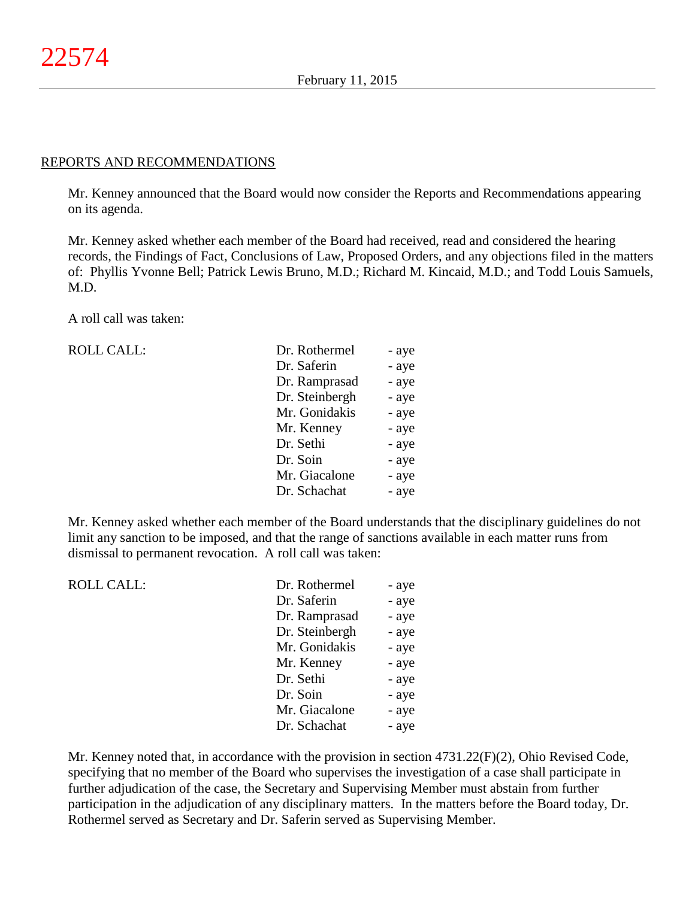## REPORTS AND RECOMMENDATIONS

Mr. Kenney announced that the Board would now consider the Reports and Recommendations appearing on its agenda.

Mr. Kenney asked whether each member of the Board had received, read and considered the hearing records, the Findings of Fact, Conclusions of Law, Proposed Orders, and any objections filed in the matters of: Phyllis Yvonne Bell; Patrick Lewis Bruno, M.D.; Richard M. Kincaid, M.D.; and Todd Louis Samuels, M.D.

A roll call was taken:

| ROLL CALL: | Dr. Rothermel | - aye |
|---|---|---|
| | Dr. Saferin | - aye |
| | Dr. Ramprasad | - aye |
| | Dr. Steinbergh | - aye |
| | Mr. Gonidakis | - aye |
| | Mr. Kenney | - aye |
| | Dr. Sethi | - aye |
| | Dr. Soin | - aye |
| | Mr. Giacalone | - aye |
| | Dr. Schachat | - aye |

Mr. Kenney asked whether each member of the Board understands that the disciplinary guidelines do not limit any sanction to be imposed, and that the range of sanctions available in each matter runs from dismissal to permanent revocation. A roll call was taken:

| ROLL CALL: | Dr. Rothermel | - aye |
|---|---|---|
| | Dr. Saferin | - aye |
| | Dr. Ramprasad | - aye |
| | Dr. Steinbergh | - aye |
| | Mr. Gonidakis | - aye |
| | Mr. Kenney | - aye |
| | Dr. Sethi | - aye |
| | Dr. Soin | - aye |
| | Mr. Giacalone | - aye |
| | Dr. Schachat | - aye |

Mr. Kenney noted that, in accordance with the provision in section 4731.22(F)(2), Ohio Revised Code, specifying that no member of the Board who supervises the investigation of a case shall participate in further adjudication of the case, the Secretary and Supervising Member must abstain from further participation in the adjudication of any disciplinary matters. In the matters before the Board today, Dr. Rothermel served as Secretary and Dr. Saferin served as Supervising Member.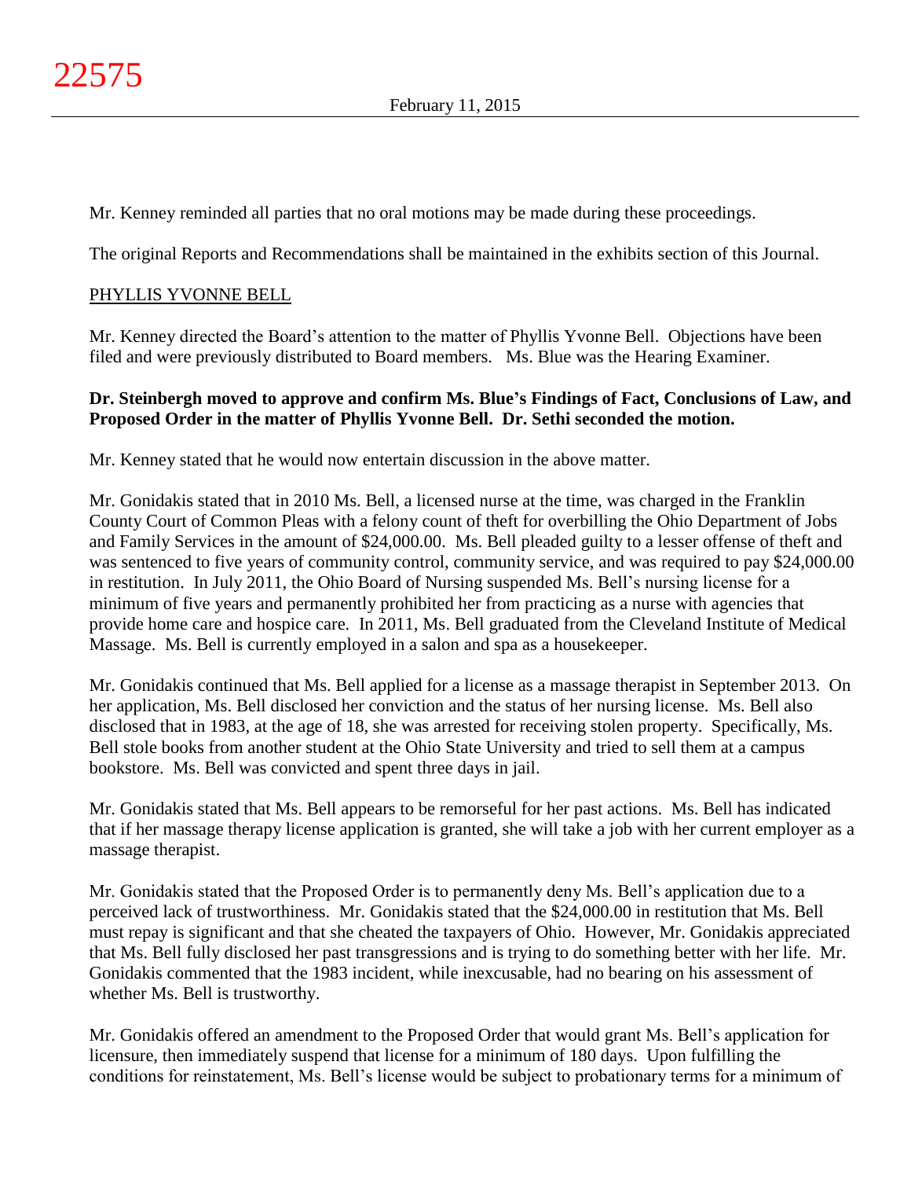Mr. Kenney reminded all parties that no oral motions may be made during these proceedings.

The original Reports and Recommendations shall be maintained in the exhibits section of this Journal.

## PHYLLIS YVONNE BELL

Mr. Kenney directed the Board's attention to the matter of Phyllis Yvonne Bell. Objections have been filed and were previously distributed to Board members. Ms. Blue was the Hearing Examiner.

**Dr. Steinbergh moved to approve and confirm Ms. Blue's Findings of Fact, Conclusions of Law, and Proposed Order in the matter of Phyllis Yvonne Bell. Dr. Sethi seconded the motion.**

Mr. Kenney stated that he would now entertain discussion in the above matter.

Mr. Gonidakis stated that in 2010 Ms. Bell, a licensed nurse at the time, was charged in the Franklin County Court of Common Pleas with a felony count of theft for overbilling the Ohio Department of Jobs and Family Services in the amount of $24,000.00. Ms. Bell pleaded guilty to a lesser offense of theft and was sentenced to five years of community control, community service, and was required to pay $24,000.00 in restitution. In July 2011, the Ohio Board of Nursing suspended Ms. Bell's nursing license for a minimum of five years and permanently prohibited her from practicing as a nurse with agencies that provide home care and hospice care. In 2011, Ms. Bell graduated from the Cleveland Institute of Medical Massage. Ms. Bell is currently employed in a salon and spa as a housekeeper.

Mr. Gonidakis continued that Ms. Bell applied for a license as a massage therapist in September 2013. On her application, Ms. Bell disclosed her conviction and the status of her nursing license. Ms. Bell also disclosed that in 1983, at the age of 18, she was arrested for receiving stolen property. Specifically, Ms. Bell stole books from another student at the Ohio State University and tried to sell them at a campus bookstore. Ms. Bell was convicted and spent three days in jail.

Mr. Gonidakis stated that Ms. Bell appears to be remorseful for her past actions. Ms. Bell has indicated that if her massage therapy license application is granted, she will take a job with her current employer as a massage therapist.

Mr. Gonidakis stated that the Proposed Order is to permanently deny Ms. Bell's application due to a perceived lack of trustworthiness. Mr. Gonidakis stated that the $24,000.00 in restitution that Ms. Bell must repay is significant and that she cheated the taxpayers of Ohio. However, Mr. Gonidakis appreciated that Ms. Bell fully disclosed her past transgressions and is trying to do something better with her life. Mr. Gonidakis commented that the 1983 incident, while inexcusable, had no bearing on his assessment of whether Ms. Bell is trustworthy.

Mr. Gonidakis offered an amendment to the Proposed Order that would grant Ms. Bell's application for licensure, then immediately suspend that license for a minimum of 180 days. Upon fulfilling the conditions for reinstatement, Ms. Bell's license would be subject to probationary terms for a minimum of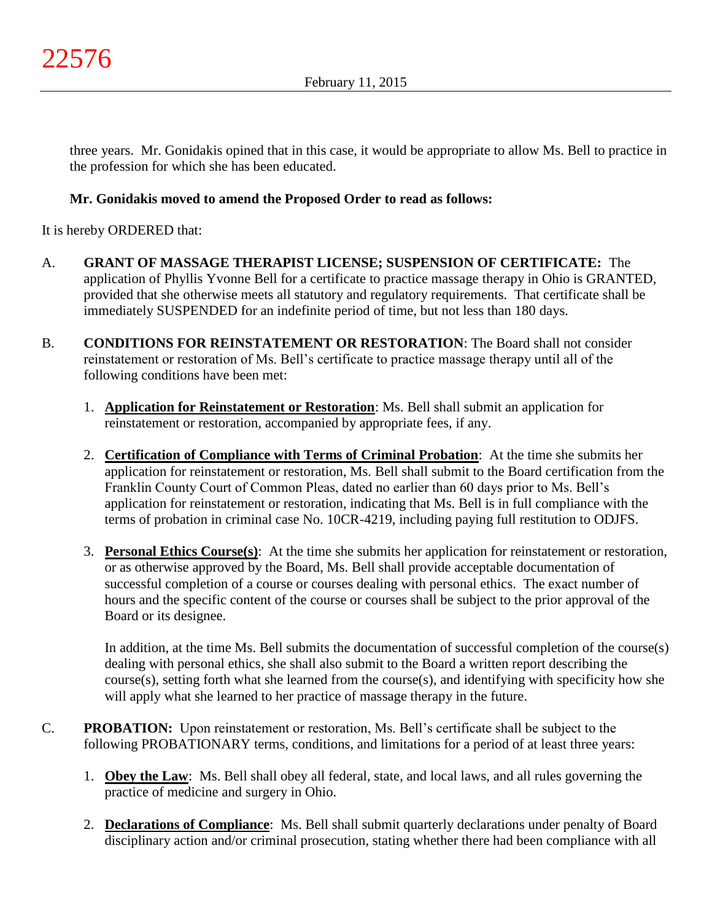three years. Mr. Gonidakis opined that in this case, it would be appropriate to allow Ms. Bell to practice in the profession for which she has been educated.

**Mr. Gonidakis moved to amend the Proposed Order to read as follows:**

It is hereby ORDERED that:

A. **GRANT OF MASSAGE THERAPIST LICENSE; SUSPENSION OF CERTIFICATE:** The application of Phyllis Yvonne Bell for a certificate to practice massage therapy in Ohio is GRANTED, provided that she otherwise meets all statutory and regulatory requirements. That certificate shall be immediately SUSPENDED for an indefinite period of time, but not less than 180 days.

B. **CONDITIONS FOR REINSTATEMENT OR RESTORATION**: The Board shall not consider reinstatement or restoration of Ms. Bell's certificate to practice massage therapy until all of the following conditions have been met:

   1. **Application for Reinstatement or Restoration**: Ms. Bell shall submit an application for reinstatement or restoration, accompanied by appropriate fees, if any.

   2. **Certification of Compliance with Terms of Criminal Probation**: At the time she submits her application for reinstatement or restoration, Ms. Bell shall submit to the Board certification from the Franklin County Court of Common Pleas, dated no earlier than 60 days prior to Ms. Bell's application for reinstatement or restoration, indicating that Ms. Bell is in full compliance with the terms of probation in criminal case No. 10CR-4219, including paying full restitution to ODJFS.

   3. **Personal Ethics Course(s)**: At the time she submits her application for reinstatement or restoration, or as otherwise approved by the Board, Ms. Bell shall provide acceptable documentation of successful completion of a course or courses dealing with personal ethics. The exact number of hours and the specific content of the course or courses shall be subject to the prior approval of the Board or its designee.

      In addition, at the time Ms. Bell submits the documentation of successful completion of the course(s) dealing with personal ethics, she shall also submit to the Board a written report describing the course(s), setting forth what she learned from the course(s), and identifying with specificity how she will apply what she learned to her practice of massage therapy in the future.

C. **PROBATION:** Upon reinstatement or restoration, Ms. Bell's certificate shall be subject to the following PROBATIONARY terms, conditions, and limitations for a period of at least three years:

   1. **Obey the Law**: Ms. Bell shall obey all federal, state, and local laws, and all rules governing the practice of medicine and surgery in Ohio.

   2. **Declarations of Compliance**: Ms. Bell shall submit quarterly declarations under penalty of Board disciplinary action and/or criminal prosecution, stating whether there had been compliance with all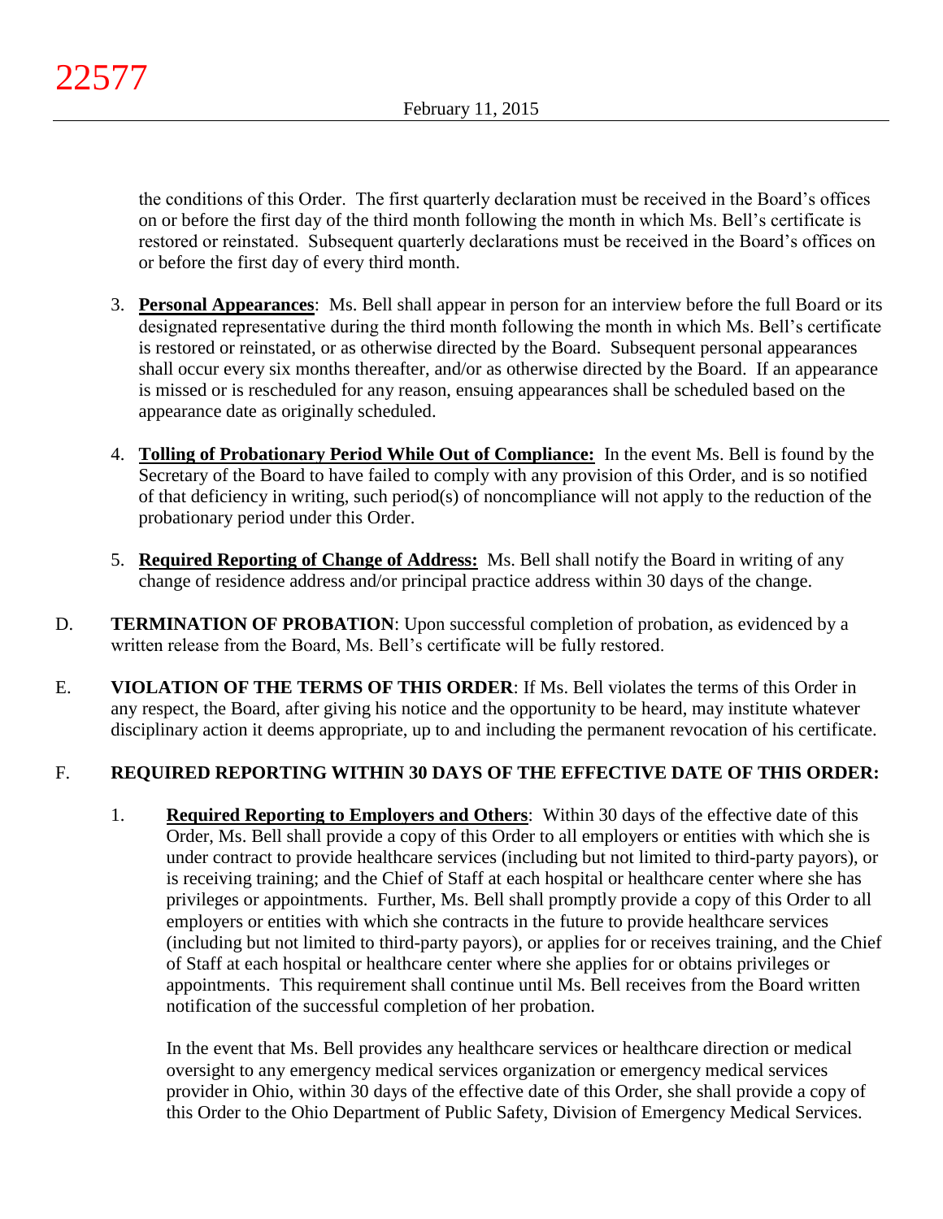the conditions of this Order. The first quarterly declaration must be received in the Board's offices on or before the first day of the third month following the month in which Ms. Bell's certificate is restored or reinstated. Subsequent quarterly declarations must be received in the Board's offices on or before the first day of every third month.

3. **Personal Appearances**: Ms. Bell shall appear in person for an interview before the full Board or its designated representative during the third month following the month in which Ms. Bell's certificate is restored or reinstated, or as otherwise directed by the Board. Subsequent personal appearances shall occur every six months thereafter, and/or as otherwise directed by the Board. If an appearance is missed or is rescheduled for any reason, ensuing appearances shall be scheduled based on the appearance date as originally scheduled.

4. **Tolling of Probationary Period While Out of Compliance:** In the event Ms. Bell is found by the Secretary of the Board to have failed to comply with any provision of this Order, and is so notified of that deficiency in writing, such period(s) of noncompliance will not apply to the reduction of the probationary period under this Order.

5. **Required Reporting of Change of Address:** Ms. Bell shall notify the Board in writing of any change of residence address and/or principal practice address within 30 days of the change.

D. **TERMINATION OF PROBATION**: Upon successful completion of probation, as evidenced by a written release from the Board, Ms. Bell's certificate will be fully restored.

E. **VIOLATION OF THE TERMS OF THIS ORDER**: If Ms. Bell violates the terms of this Order in any respect, the Board, after giving his notice and the opportunity to be heard, may institute whatever disciplinary action it deems appropriate, up to and including the permanent revocation of his certificate.

F. **REQUIRED REPORTING WITHIN 30 DAYS OF THE EFFECTIVE DATE OF THIS ORDER:**

1. **Required Reporting to Employers and Others**: Within 30 days of the effective date of this Order, Ms. Bell shall provide a copy of this Order to all employers or entities with which she is under contract to provide healthcare services (including but not limited to third-party payors), or is receiving training; and the Chief of Staff at each hospital or healthcare center where she has privileges or appointments. Further, Ms. Bell shall promptly provide a copy of this Order to all employers or entities with which she contracts in the future to provide healthcare services (including but not limited to third-party payors), or applies for or receives training, and the Chief of Staff at each hospital or healthcare center where she applies for or obtains privileges or appointments. This requirement shall continue until Ms. Bell receives from the Board written notification of the successful completion of her probation.

   In the event that Ms. Bell provides any healthcare services or healthcare direction or medical oversight to any emergency medical services organization or emergency medical services provider in Ohio, within 30 days of the effective date of this Order, she shall provide a copy of this Order to the Ohio Department of Public Safety, Division of Emergency Medical Services.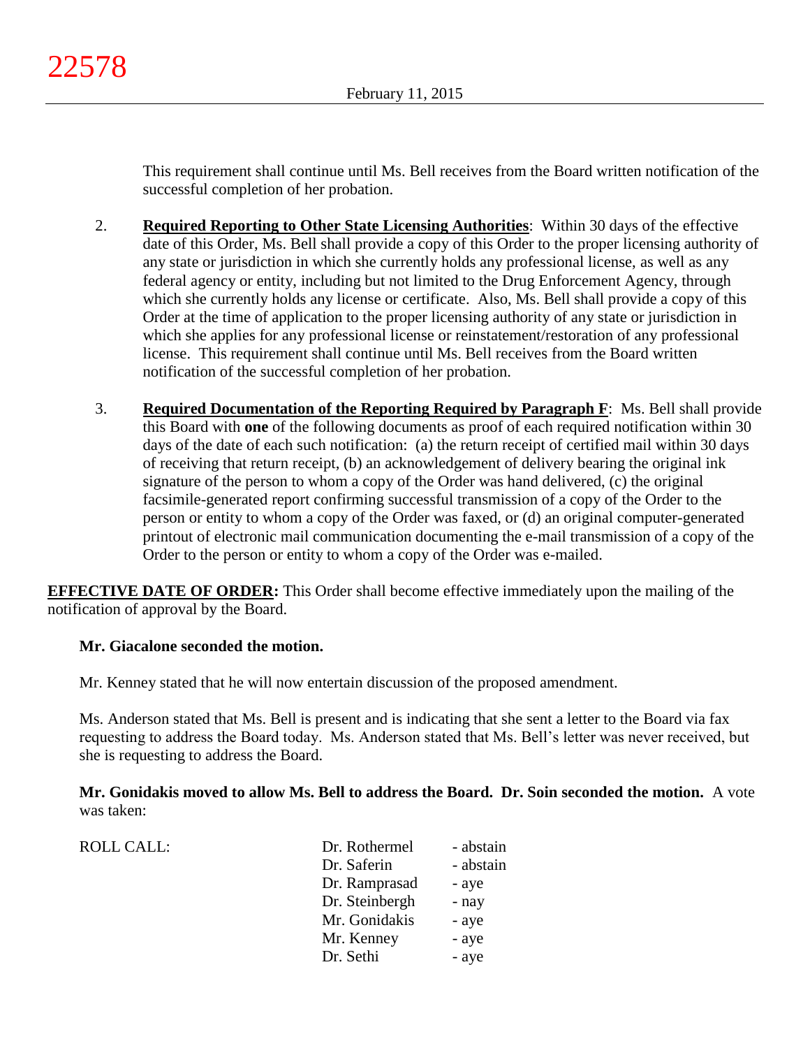This requirement shall continue until Ms. Bell receives from the Board written notification of the successful completion of her probation.

2. **Required Reporting to Other State Licensing Authorities**: Within 30 days of the effective date of this Order, Ms. Bell shall provide a copy of this Order to the proper licensing authority of any state or jurisdiction in which she currently holds any professional license, as well as any federal agency or entity, including but not limited to the Drug Enforcement Agency, through which she currently holds any license or certificate. Also, Ms. Bell shall provide a copy of this Order at the time of application to the proper licensing authority of any state or jurisdiction in which she applies for any professional license or reinstatement/restoration of any professional license. This requirement shall continue until Ms. Bell receives from the Board written notification of the successful completion of her probation.

3. **Required Documentation of the Reporting Required by Paragraph F**: Ms. Bell shall provide this Board with **one** of the following documents as proof of each required notification within 30 days of the date of each such notification: (a) the return receipt of certified mail within 30 days of receiving that return receipt, (b) an acknowledgement of delivery bearing the original ink signature of the person to whom a copy of the Order was hand delivered, (c) the original facsimile-generated report confirming successful transmission of a copy of the Order to the person or entity to whom a copy of the Order was faxed, or (d) an original computer-generated printout of electronic mail communication documenting the e-mail transmission of a copy of the Order to the person or entity to whom a copy of the Order was e-mailed.

**EFFECTIVE DATE OF ORDER:** This Order shall become effective immediately upon the mailing of the notification of approval by the Board.

**Mr. Giacalone seconded the motion.**

Mr. Kenney stated that he will now entertain discussion of the proposed amendment.

Ms. Anderson stated that Ms. Bell is present and is indicating that she sent a letter to the Board via fax requesting to address the Board today. Ms. Anderson stated that Ms. Bell's letter was never received, but she is requesting to address the Board.

**Mr. Gonidakis moved to allow Ms. Bell to address the Board. Dr. Soin seconded the motion.** A vote was taken:

| ROLL CALL: | | |
|---|---|---|
| | Dr. Rothermel | - abstain |
| | Dr. Saferin | - abstain |
| | Dr. Ramprasad | - aye |
| | Dr. Steinbergh | - nay |
| | Mr. Gonidakis | - aye |
| | Mr. Kenney | - aye |
| | Dr. Sethi | - aye |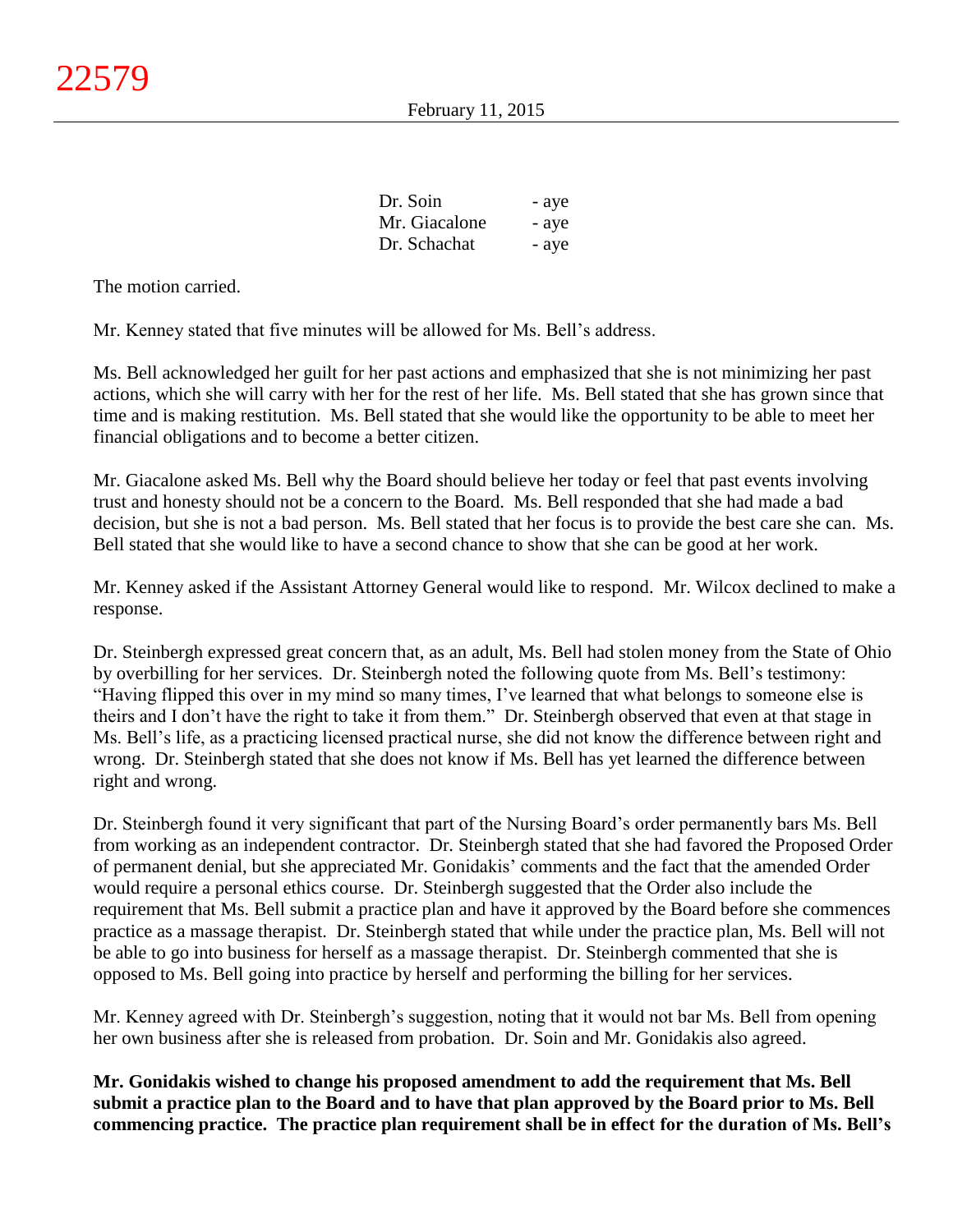| | |
|---|---|
| Dr. Soin | - aye |
| Mr. Giacalone | - aye |
| Dr. Schachat | - aye |

The motion carried.

Mr. Kenney stated that five minutes will be allowed for Ms. Bell's address.

Ms. Bell acknowledged her guilt for her past actions and emphasized that she is not minimizing her past actions, which she will carry with her for the rest of her life. Ms. Bell stated that she has grown since that time and is making restitution. Ms. Bell stated that she would like the opportunity to be able to meet her financial obligations and to become a better citizen.

Mr. Giacalone asked Ms. Bell why the Board should believe her today or feel that past events involving trust and honesty should not be a concern to the Board. Ms. Bell responded that she had made a bad decision, but she is not a bad person. Ms. Bell stated that her focus is to provide the best care she can. Ms. Bell stated that she would like to have a second chance to show that she can be good at her work.

Mr. Kenney asked if the Assistant Attorney General would like to respond. Mr. Wilcox declined to make a response.

Dr. Steinbergh expressed great concern that, as an adult, Ms. Bell had stolen money from the State of Ohio by overbilling for her services. Dr. Steinbergh noted the following quote from Ms. Bell's testimony: "Having flipped this over in my mind so many times, I've learned that what belongs to someone else is theirs and I don't have the right to take it from them." Dr. Steinbergh observed that even at that stage in Ms. Bell's life, as a practicing licensed practical nurse, she did not know the difference between right and wrong. Dr. Steinbergh stated that she does not know if Ms. Bell has yet learned the difference between right and wrong.

Dr. Steinbergh found it very significant that part of the Nursing Board's order permanently bars Ms. Bell from working as an independent contractor. Dr. Steinbergh stated that she had favored the Proposed Order of permanent denial, but she appreciated Mr. Gonidakis' comments and the fact that the amended Order would require a personal ethics course. Dr. Steinbergh suggested that the Order also include the requirement that Ms. Bell submit a practice plan and have it approved by the Board before she commences practice as a massage therapist. Dr. Steinbergh stated that while under the practice plan, Ms. Bell will not be able to go into business for herself as a massage therapist. Dr. Steinbergh commented that she is opposed to Ms. Bell going into practice by herself and performing the billing for her services.

Mr. Kenney agreed with Dr. Steinbergh's suggestion, noting that it would not bar Ms. Bell from opening her own business after she is released from probation. Dr. Soin and Mr. Gonidakis also agreed.

**Mr. Gonidakis wished to change his proposed amendment to add the requirement that Ms. Bell submit a practice plan to the Board and to have that plan approved by the Board prior to Ms. Bell commencing practice. The practice plan requirement shall be in effect for the duration of Ms. Bell's**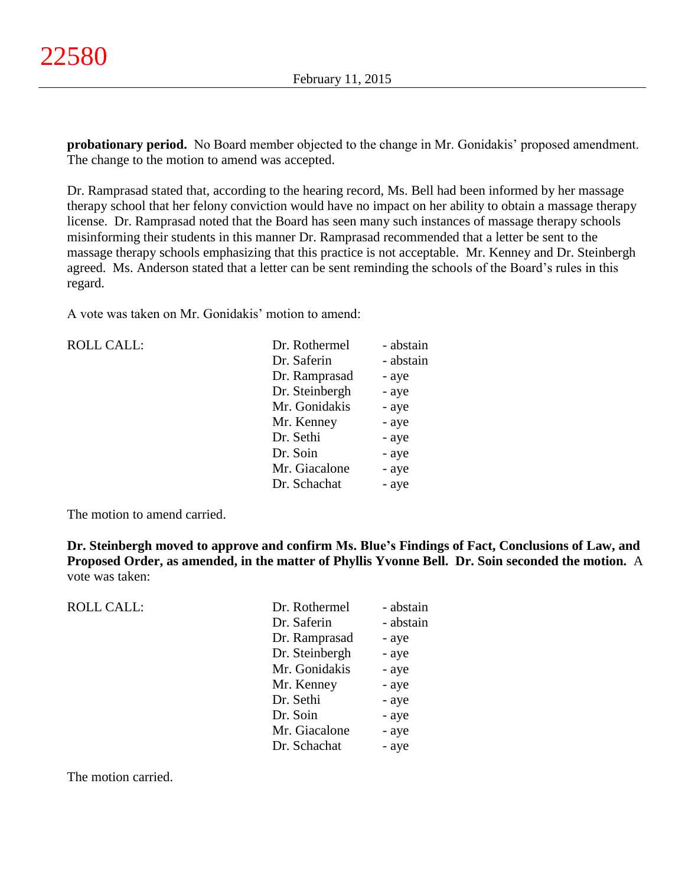**probationary period.** No Board member objected to the change in Mr. Gonidakis' proposed amendment. The change to the motion to amend was accepted.

Dr. Ramprasad stated that, according to the hearing record, Ms. Bell had been informed by her massage therapy school that her felony conviction would have no impact on her ability to obtain a massage therapy license. Dr. Ramprasad noted that the Board has seen many such instances of massage therapy schools misinforming their students in this manner Dr. Ramprasad recommended that a letter be sent to the massage therapy schools emphasizing that this practice is not acceptable. Mr. Kenney and Dr. Steinbergh agreed. Ms. Anderson stated that a letter can be sent reminding the schools of the Board's rules in this regard.

A vote was taken on Mr. Gonidakis' motion to amend:

| ROLL CALL: | | |
|---|---|---|
| | Dr. Rothermel | - abstain |
| | Dr. Saferin | - abstain |
| | Dr. Ramprasad | - aye |
| | Dr. Steinbergh | - aye |
| | Mr. Gonidakis | - aye |
| | Mr. Kenney | - aye |
| | Dr. Sethi | - aye |
| | Dr. Soin | - aye |
| | Mr. Giacalone | - aye |
| | Dr. Schachat | - aye |

The motion to amend carried.

**Dr. Steinbergh moved to approve and confirm Ms. Blue's Findings of Fact, Conclusions of Law, and Proposed Order, as amended, in the matter of Phyllis Yvonne Bell. Dr. Soin seconded the motion.** A vote was taken:

| ROLL CALL: | | |
|---|---|---|
| | Dr. Rothermel | - abstain |
| | Dr. Saferin | - abstain |
| | Dr. Ramprasad | - aye |
| | Dr. Steinbergh | - aye |
| | Mr. Gonidakis | - aye |
| | Mr. Kenney | - aye |
| | Dr. Sethi | - aye |
| | Dr. Soin | - aye |
| | Mr. Giacalone | - aye |
| | Dr. Schachat | - aye |

The motion carried.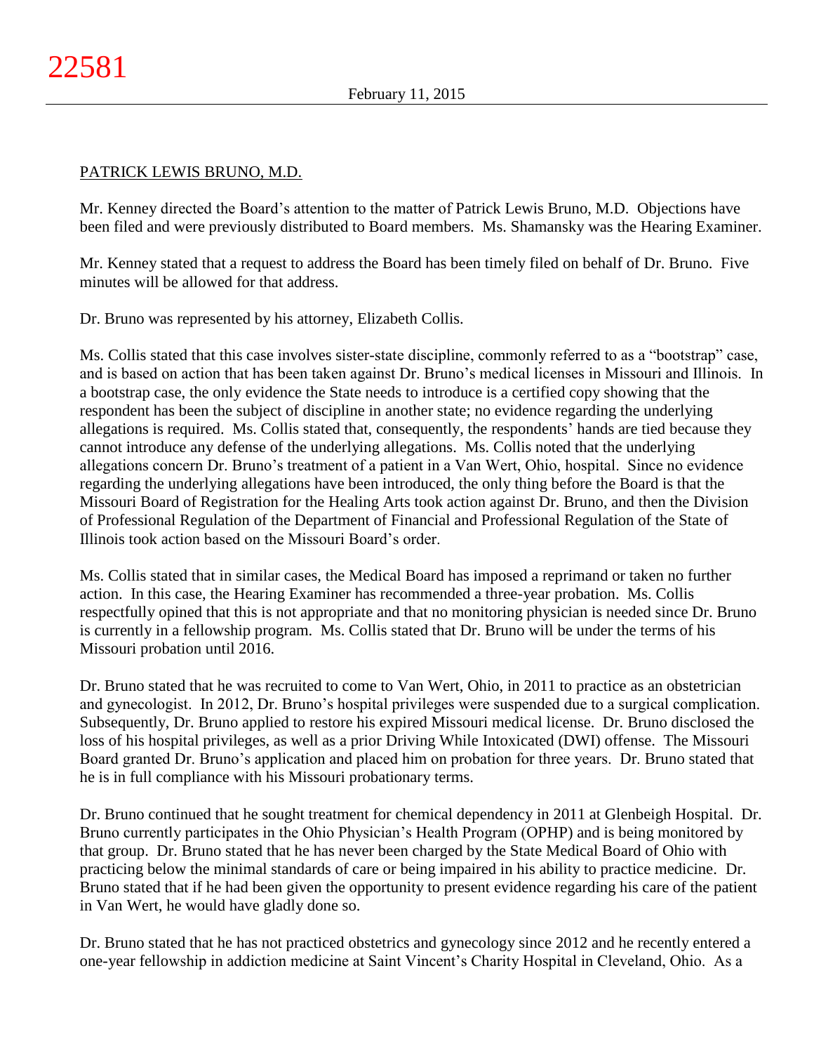PATRICK LEWIS BRUNO, M.D.

Mr. Kenney directed the Board's attention to the matter of Patrick Lewis Bruno, M.D. Objections have been filed and were previously distributed to Board members. Ms. Shamansky was the Hearing Examiner.

Mr. Kenney stated that a request to address the Board has been timely filed on behalf of Dr. Bruno. Five minutes will be allowed for that address.

Dr. Bruno was represented by his attorney, Elizabeth Collis.

Ms. Collis stated that this case involves sister-state discipline, commonly referred to as a "bootstrap" case, and is based on action that has been taken against Dr. Bruno's medical licenses in Missouri and Illinois. In a bootstrap case, the only evidence the State needs to introduce is a certified copy showing that the respondent has been the subject of discipline in another state; no evidence regarding the underlying allegations is required. Ms. Collis stated that, consequently, the respondents' hands are tied because they cannot introduce any defense of the underlying allegations. Ms. Collis noted that the underlying allegations concern Dr. Bruno's treatment of a patient in a Van Wert, Ohio, hospital. Since no evidence regarding the underlying allegations have been introduced, the only thing before the Board is that the Missouri Board of Registration for the Healing Arts took action against Dr. Bruno, and then the Division of Professional Regulation of the Department of Financial and Professional Regulation of the State of Illinois took action based on the Missouri Board's order.

Ms. Collis stated that in similar cases, the Medical Board has imposed a reprimand or taken no further action. In this case, the Hearing Examiner has recommended a three-year probation. Ms. Collis respectfully opined that this is not appropriate and that no monitoring physician is needed since Dr. Bruno is currently in a fellowship program. Ms. Collis stated that Dr. Bruno will be under the terms of his Missouri probation until 2016.

Dr. Bruno stated that he was recruited to come to Van Wert, Ohio, in 2011 to practice as an obstetrician and gynecologist. In 2012, Dr. Bruno's hospital privileges were suspended due to a surgical complication. Subsequently, Dr. Bruno applied to restore his expired Missouri medical license. Dr. Bruno disclosed the loss of his hospital privileges, as well as a prior Driving While Intoxicated (DWI) offense. The Missouri Board granted Dr. Bruno's application and placed him on probation for three years. Dr. Bruno stated that he is in full compliance with his Missouri probationary terms.

Dr. Bruno continued that he sought treatment for chemical dependency in 2011 at Glenbeigh Hospital. Dr. Bruno currently participates in the Ohio Physician's Health Program (OPHP) and is being monitored by that group. Dr. Bruno stated that he has never been charged by the State Medical Board of Ohio with practicing below the minimal standards of care or being impaired in his ability to practice medicine. Dr. Bruno stated that if he had been given the opportunity to present evidence regarding his care of the patient in Van Wert, he would have gladly done so.

Dr. Bruno stated that he has not practiced obstetrics and gynecology since 2012 and he recently entered a one-year fellowship in addiction medicine at Saint Vincent's Charity Hospital in Cleveland, Ohio. As a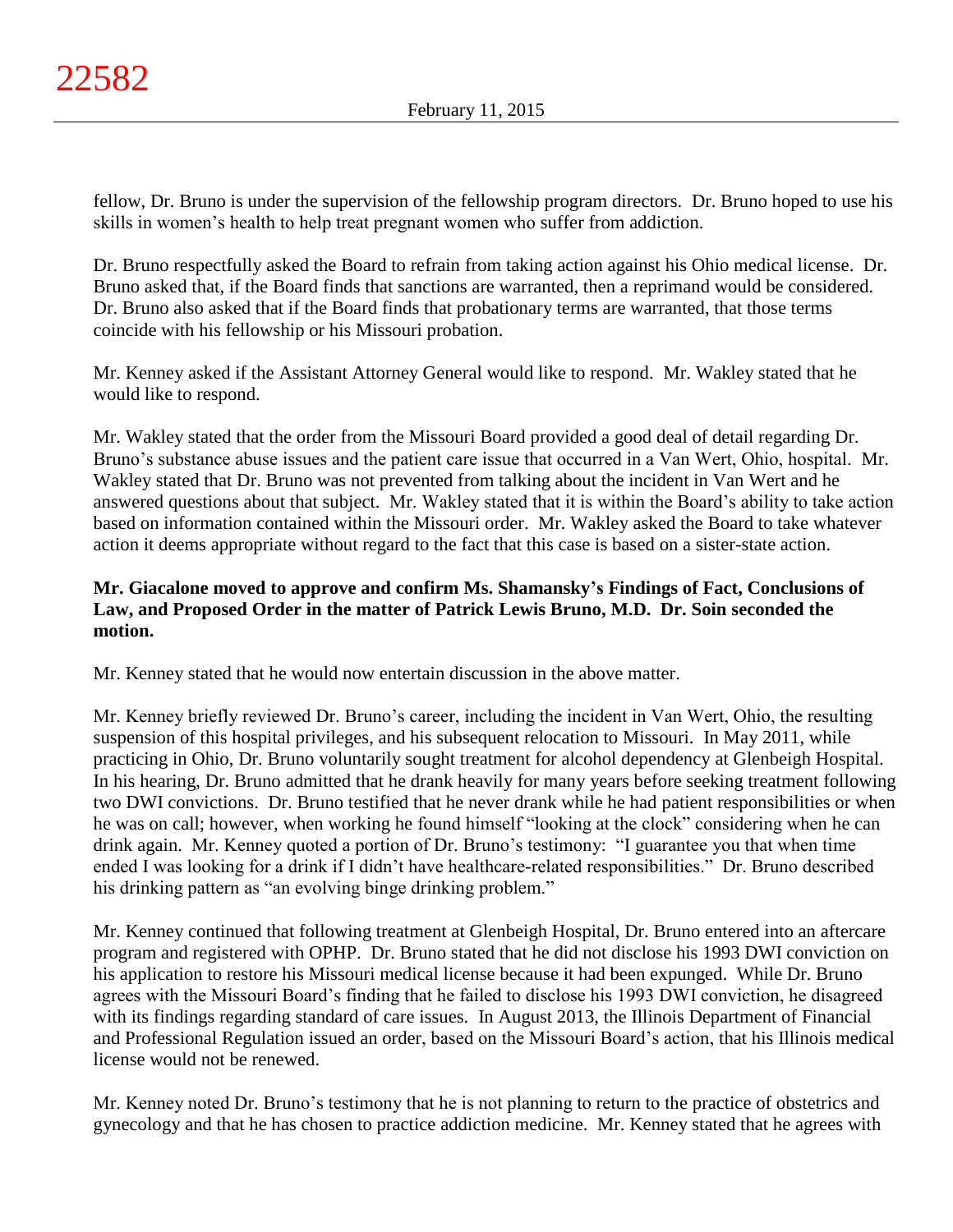fellow, Dr. Bruno is under the supervision of the fellowship program directors. Dr. Bruno hoped to use his skills in women's health to help treat pregnant women who suffer from addiction.

Dr. Bruno respectfully asked the Board to refrain from taking action against his Ohio medical license. Dr. Bruno asked that, if the Board finds that sanctions are warranted, then a reprimand would be considered. Dr. Bruno also asked that if the Board finds that probationary terms are warranted, that those terms coincide with his fellowship or his Missouri probation.

Mr. Kenney asked if the Assistant Attorney General would like to respond. Mr. Wakley stated that he would like to respond.

Mr. Wakley stated that the order from the Missouri Board provided a good deal of detail regarding Dr. Bruno's substance abuse issues and the patient care issue that occurred in a Van Wert, Ohio, hospital. Mr. Wakley stated that Dr. Bruno was not prevented from talking about the incident in Van Wert and he answered questions about that subject. Mr. Wakley stated that it is within the Board's ability to take action based on information contained within the Missouri order. Mr. Wakley asked the Board to take whatever action it deems appropriate without regard to the fact that this case is based on a sister-state action.

**Mr. Giacalone moved to approve and confirm Ms. Shamansky's Findings of Fact, Conclusions of Law, and Proposed Order in the matter of Patrick Lewis Bruno, M.D. Dr. Soin seconded the motion.**

Mr. Kenney stated that he would now entertain discussion in the above matter.

Mr. Kenney briefly reviewed Dr. Bruno's career, including the incident in Van Wert, Ohio, the resulting suspension of this hospital privileges, and his subsequent relocation to Missouri. In May 2011, while practicing in Ohio, Dr. Bruno voluntarily sought treatment for alcohol dependency at Glenbeigh Hospital. In his hearing, Dr. Bruno admitted that he drank heavily for many years before seeking treatment following two DWI convictions. Dr. Bruno testified that he never drank while he had patient responsibilities or when he was on call; however, when working he found himself "looking at the clock" considering when he can drink again. Mr. Kenney quoted a portion of Dr. Bruno's testimony: "I guarantee you that when time ended I was looking for a drink if I didn't have healthcare-related responsibilities." Dr. Bruno described his drinking pattern as "an evolving binge drinking problem."

Mr. Kenney continued that following treatment at Glenbeigh Hospital, Dr. Bruno entered into an aftercare program and registered with OPHP. Dr. Bruno stated that he did not disclose his 1993 DWI conviction on his application to restore his Missouri medical license because it had been expunged. While Dr. Bruno agrees with the Missouri Board's finding that he failed to disclose his 1993 DWI conviction, he disagreed with its findings regarding standard of care issues. In August 2013, the Illinois Department of Financial and Professional Regulation issued an order, based on the Missouri Board's action, that his Illinois medical license would not be renewed.

Mr. Kenney noted Dr. Bruno's testimony that he is not planning to return to the practice of obstetrics and gynecology and that he has chosen to practice addiction medicine. Mr. Kenney stated that he agrees with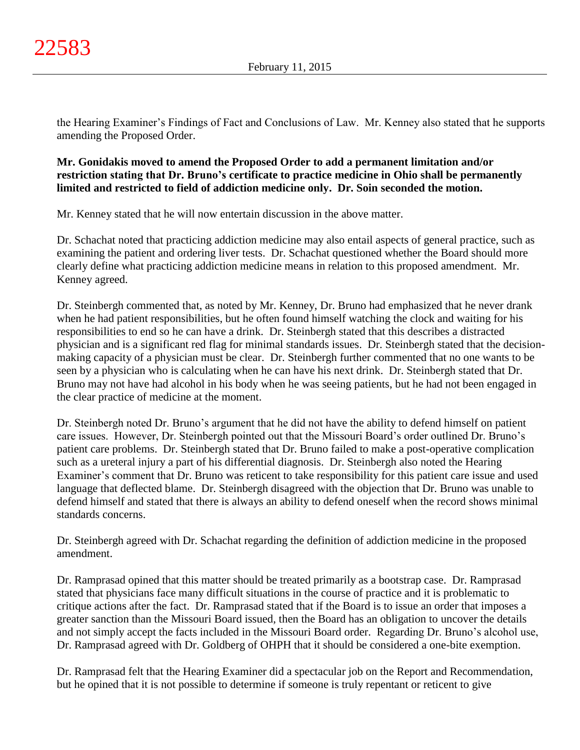the Hearing Examiner's Findings of Fact and Conclusions of Law. Mr. Kenney also stated that he supports amending the Proposed Order.

**Mr. Gonidakis moved to amend the Proposed Order to add a permanent limitation and/or restriction stating that Dr. Bruno's certificate to practice medicine in Ohio shall be permanently limited and restricted to field of addiction medicine only. Dr. Soin seconded the motion.**

Mr. Kenney stated that he will now entertain discussion in the above matter.

Dr. Schachat noted that practicing addiction medicine may also entail aspects of general practice, such as examining the patient and ordering liver tests. Dr. Schachat questioned whether the Board should more clearly define what practicing addiction medicine means in relation to this proposed amendment. Mr. Kenney agreed.

Dr. Steinbergh commented that, as noted by Mr. Kenney, Dr. Bruno had emphasized that he never drank when he had patient responsibilities, but he often found himself watching the clock and waiting for his responsibilities to end so he can have a drink. Dr. Steinbergh stated that this describes a distracted physician and is a significant red flag for minimal standards issues. Dr. Steinbergh stated that the decision-making capacity of a physician must be clear. Dr. Steinbergh further commented that no one wants to be seen by a physician who is calculating when he can have his next drink. Dr. Steinbergh stated that Dr. Bruno may not have had alcohol in his body when he was seeing patients, but he had not been engaged in the clear practice of medicine at the moment.

Dr. Steinbergh noted Dr. Bruno's argument that he did not have the ability to defend himself on patient care issues. However, Dr. Steinbergh pointed out that the Missouri Board's order outlined Dr. Bruno's patient care problems. Dr. Steinbergh stated that Dr. Bruno failed to make a post-operative complication such as a ureteral injury a part of his differential diagnosis. Dr. Steinbergh also noted the Hearing Examiner's comment that Dr. Bruno was reticent to take responsibility for this patient care issue and used language that deflected blame. Dr. Steinbergh disagreed with the objection that Dr. Bruno was unable to defend himself and stated that there is always an ability to defend oneself when the record shows minimal standards concerns.

Dr. Steinbergh agreed with Dr. Schachat regarding the definition of addiction medicine in the proposed amendment.

Dr. Ramprasad opined that this matter should be treated primarily as a bootstrap case. Dr. Ramprasad stated that physicians face many difficult situations in the course of practice and it is problematic to critique actions after the fact. Dr. Ramprasad stated that if the Board is to issue an order that imposes a greater sanction than the Missouri Board issued, then the Board has an obligation to uncover the details and not simply accept the facts included in the Missouri Board order. Regarding Dr. Bruno's alcohol use, Dr. Ramprasad agreed with Dr. Goldberg of OHPH that it should be considered a one-bite exemption.

Dr. Ramprasad felt that the Hearing Examiner did a spectacular job on the Report and Recommendation, but he opined that it is not possible to determine if someone is truly repentant or reticent to give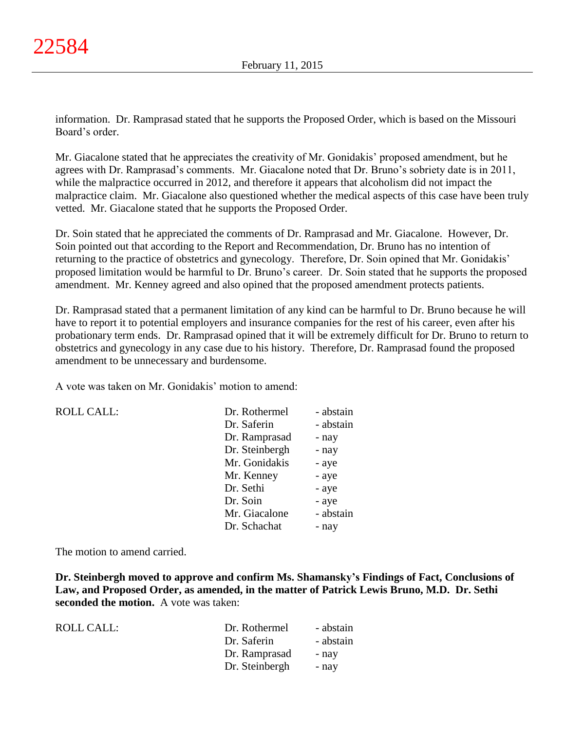information. Dr. Ramprasad stated that he supports the Proposed Order, which is based on the Missouri Board's order.

Mr. Giacalone stated that he appreciates the creativity of Mr. Gonidakis' proposed amendment, but he agrees with Dr. Ramprasad's comments. Mr. Giacalone noted that Dr. Bruno's sobriety date is in 2011, while the malpractice occurred in 2012, and therefore it appears that alcoholism did not impact the malpractice claim. Mr. Giacalone also questioned whether the medical aspects of this case have been truly vetted. Mr. Giacalone stated that he supports the Proposed Order.

Dr. Soin stated that he appreciated the comments of Dr. Ramprasad and Mr. Giacalone. However, Dr. Soin pointed out that according to the Report and Recommendation, Dr. Bruno has no intention of returning to the practice of obstetrics and gynecology. Therefore, Dr. Soin opined that Mr. Gonidakis' proposed limitation would be harmful to Dr. Bruno's career. Dr. Soin stated that he supports the proposed amendment. Mr. Kenney agreed and also opined that the proposed amendment protects patients.

Dr. Ramprasad stated that a permanent limitation of any kind can be harmful to Dr. Bruno because he will have to report it to potential employers and insurance companies for the rest of his career, even after his probationary term ends. Dr. Ramprasad opined that it will be extremely difficult for Dr. Bruno to return to obstetrics and gynecology in any case due to his history. Therefore, Dr. Ramprasad found the proposed amendment to be unnecessary and burdensome.

A vote was taken on Mr. Gonidakis' motion to amend:

| ROLL CALL: | Dr. Rothermel | - abstain |
|---|---|---|
| | Dr. Saferin | - abstain |
| | Dr. Ramprasad | - nay |
| | Dr. Steinbergh | - nay |
| | Mr. Gonidakis | - aye |
| | Mr. Kenney | - aye |
| | Dr. Sethi | - aye |
| | Dr. Soin | - aye |
| | Mr. Giacalone | - abstain |
| | Dr. Schachat | - nay |

The motion to amend carried.

**Dr. Steinbergh moved to approve and confirm Ms. Shamansky's Findings of Fact, Conclusions of Law, and Proposed Order, as amended, in the matter of Patrick Lewis Bruno, M.D. Dr. Sethi seconded the motion.** A vote was taken:

| ROLL CALL: | Dr. Rothermel | - abstain |
|---|---|---|
| | Dr. Saferin | - abstain |
| | Dr. Ramprasad | - nay |
| | Dr. Steinbergh | - nay |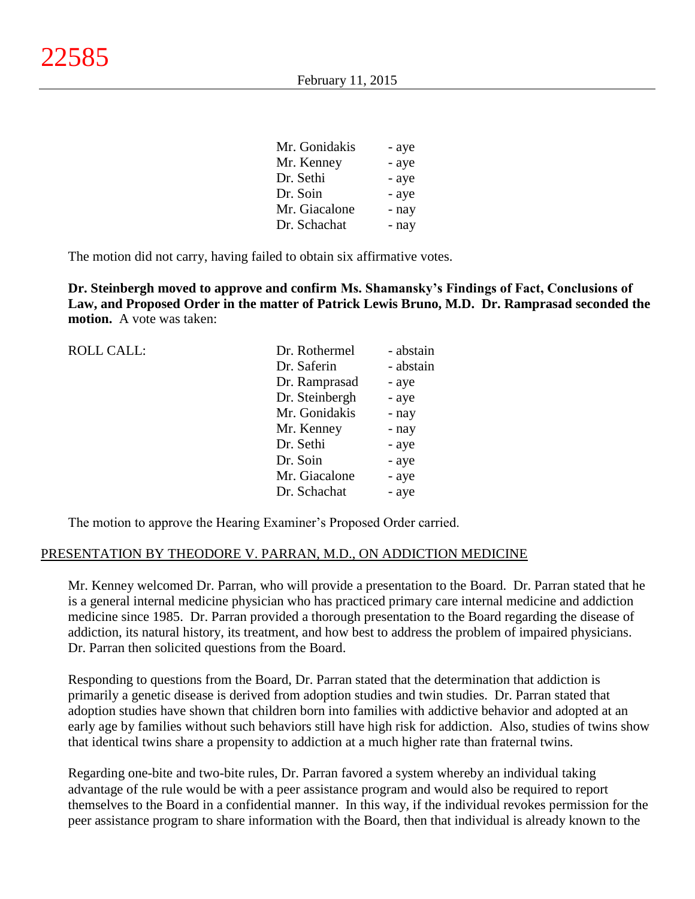| | |
|---|---|
| Mr. Gonidakis | - aye |
| Mr. Kenney | - aye |
| Dr. Sethi | - aye |
| Dr. Soin | - aye |
| Mr. Giacalone | - nay |
| Dr. Schachat | - nay |

The motion did not carry, having failed to obtain six affirmative votes.

**Dr. Steinbergh moved to approve and confirm Ms. Shamansky's Findings of Fact, Conclusions of Law, and Proposed Order in the matter of Patrick Lewis Bruno, M.D. Dr. Ramprasad seconded the motion.** A vote was taken:

| ROLL CALL: | | |
|---|---|---|
| | Dr. Rothermel | - abstain |
| | Dr. Saferin | - abstain |
| | Dr. Ramprasad | - aye |
| | Dr. Steinbergh | - aye |
| | Mr. Gonidakis | - nay |
| | Mr. Kenney | - nay |
| | Dr. Sethi | - aye |
| | Dr. Soin | - aye |
| | Mr. Giacalone | - aye |
| | Dr. Schachat | - aye |

The motion to approve the Hearing Examiner's Proposed Order carried.

## PRESENTATION BY THEODORE V. PARRAN, M.D., ON ADDICTION MEDICINE

Mr. Kenney welcomed Dr. Parran, who will provide a presentation to the Board. Dr. Parran stated that he is a general internal medicine physician who has practiced primary care internal medicine and addiction medicine since 1985. Dr. Parran provided a thorough presentation to the Board regarding the disease of addiction, its natural history, its treatment, and how best to address the problem of impaired physicians. Dr. Parran then solicited questions from the Board.

Responding to questions from the Board, Dr. Parran stated that the determination that addiction is primarily a genetic disease is derived from adoption studies and twin studies. Dr. Parran stated that adoption studies have shown that children born into families with addictive behavior and adopted at an early age by families without such behaviors still have high risk for addiction. Also, studies of twins show that identical twins share a propensity to addiction at a much higher rate than fraternal twins.

Regarding one-bite and two-bite rules, Dr. Parran favored a system whereby an individual taking advantage of the rule would be with a peer assistance program and would also be required to report themselves to the Board in a confidential manner. In this way, if the individual revokes permission for the peer assistance program to share information with the Board, then that individual is already known to the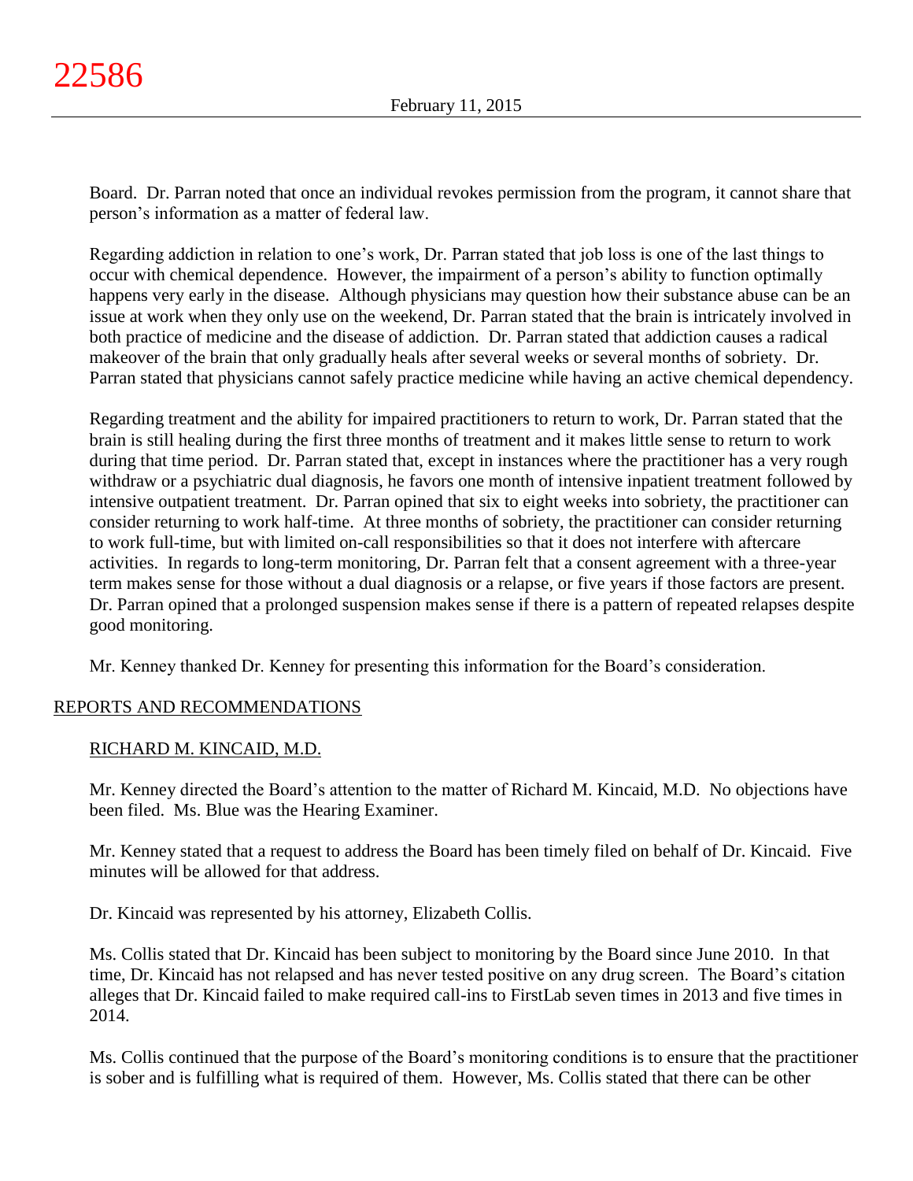Board. Dr. Parran noted that once an individual revokes permission from the program, it cannot share that person's information as a matter of federal law.

Regarding addiction in relation to one's work, Dr. Parran stated that job loss is one of the last things to occur with chemical dependence. However, the impairment of a person's ability to function optimally happens very early in the disease. Although physicians may question how their substance abuse can be an issue at work when they only use on the weekend, Dr. Parran stated that the brain is intricately involved in both practice of medicine and the disease of addiction. Dr. Parran stated that addiction causes a radical makeover of the brain that only gradually heals after several weeks or several months of sobriety. Dr. Parran stated that physicians cannot safely practice medicine while having an active chemical dependency.

Regarding treatment and the ability for impaired practitioners to return to work, Dr. Parran stated that the brain is still healing during the first three months of treatment and it makes little sense to return to work during that time period. Dr. Parran stated that, except in instances where the practitioner has a very rough withdraw or a psychiatric dual diagnosis, he favors one month of intensive inpatient treatment followed by intensive outpatient treatment. Dr. Parran opined that six to eight weeks into sobriety, the practitioner can consider returning to work half-time. At three months of sobriety, the practitioner can consider returning to work full-time, but with limited on-call responsibilities so that it does not interfere with aftercare activities. In regards to long-term monitoring, Dr. Parran felt that a consent agreement with a three-year term makes sense for those without a dual diagnosis or a relapse, or five years if those factors are present. Dr. Parran opined that a prolonged suspension makes sense if there is a pattern of repeated relapses despite good monitoring.

Mr. Kenney thanked Dr. Kenney for presenting this information for the Board's consideration.

## REPORTS AND RECOMMENDATIONS

### RICHARD M. KINCAID, M.D.

Mr. Kenney directed the Board's attention to the matter of Richard M. Kincaid, M.D. No objections have been filed. Ms. Blue was the Hearing Examiner.

Mr. Kenney stated that a request to address the Board has been timely filed on behalf of Dr. Kincaid. Five minutes will be allowed for that address.

Dr. Kincaid was represented by his attorney, Elizabeth Collis.

Ms. Collis stated that Dr. Kincaid has been subject to monitoring by the Board since June 2010. In that time, Dr. Kincaid has not relapsed and has never tested positive on any drug screen. The Board's citation alleges that Dr. Kincaid failed to make required call-ins to FirstLab seven times in 2013 and five times in 2014.

Ms. Collis continued that the purpose of the Board's monitoring conditions is to ensure that the practitioner is sober and is fulfilling what is required of them. However, Ms. Collis stated that there can be other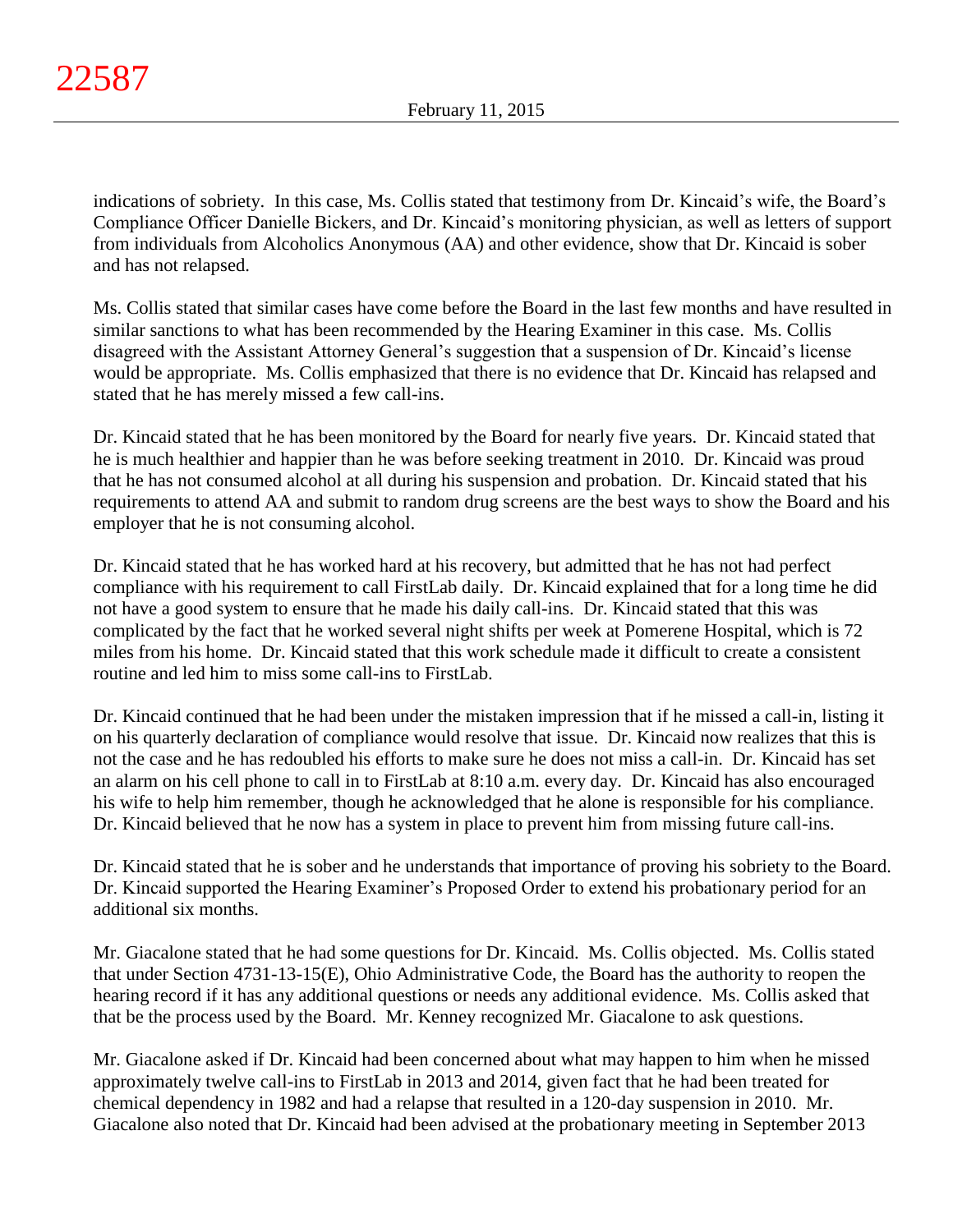indications of sobriety. In this case, Ms. Collis stated that testimony from Dr. Kincaid's wife, the Board's Compliance Officer Danielle Bickers, and Dr. Kincaid's monitoring physician, as well as letters of support from individuals from Alcoholics Anonymous (AA) and other evidence, show that Dr. Kincaid is sober and has not relapsed.

Ms. Collis stated that similar cases have come before the Board in the last few months and have resulted in similar sanctions to what has been recommended by the Hearing Examiner in this case. Ms. Collis disagreed with the Assistant Attorney General's suggestion that a suspension of Dr. Kincaid's license would be appropriate. Ms. Collis emphasized that there is no evidence that Dr. Kincaid has relapsed and stated that he has merely missed a few call-ins.

Dr. Kincaid stated that he has been monitored by the Board for nearly five years. Dr. Kincaid stated that he is much healthier and happier than he was before seeking treatment in 2010. Dr. Kincaid was proud that he has not consumed alcohol at all during his suspension and probation. Dr. Kincaid stated that his requirements to attend AA and submit to random drug screens are the best ways to show the Board and his employer that he is not consuming alcohol.

Dr. Kincaid stated that he has worked hard at his recovery, but admitted that he has not had perfect compliance with his requirement to call FirstLab daily. Dr. Kincaid explained that for a long time he did not have a good system to ensure that he made his daily call-ins. Dr. Kincaid stated that this was complicated by the fact that he worked several night shifts per week at Pomerene Hospital, which is 72 miles from his home. Dr. Kincaid stated that this work schedule made it difficult to create a consistent routine and led him to miss some call-ins to FirstLab.

Dr. Kincaid continued that he had been under the mistaken impression that if he missed a call-in, listing it on his quarterly declaration of compliance would resolve that issue. Dr. Kincaid now realizes that this is not the case and he has redoubled his efforts to make sure he does not miss a call-in. Dr. Kincaid has set an alarm on his cell phone to call in to FirstLab at 8:10 a.m. every day. Dr. Kincaid has also encouraged his wife to help him remember, though he acknowledged that he alone is responsible for his compliance. Dr. Kincaid believed that he now has a system in place to prevent him from missing future call-ins.

Dr. Kincaid stated that he is sober and he understands that importance of proving his sobriety to the Board. Dr. Kincaid supported the Hearing Examiner's Proposed Order to extend his probationary period for an additional six months.

Mr. Giacalone stated that he had some questions for Dr. Kincaid. Ms. Collis objected. Ms. Collis stated that under Section 4731-13-15(E), Ohio Administrative Code, the Board has the authority to reopen the hearing record if it has any additional questions or needs any additional evidence. Ms. Collis asked that that be the process used by the Board. Mr. Kenney recognized Mr. Giacalone to ask questions.

Mr. Giacalone asked if Dr. Kincaid had been concerned about what may happen to him when he missed approximately twelve call-ins to FirstLab in 2013 and 2014, given fact that he had been treated for chemical dependency in 1982 and had a relapse that resulted in a 120-day suspension in 2010. Mr. Giacalone also noted that Dr. Kincaid had been advised at the probationary meeting in September 2013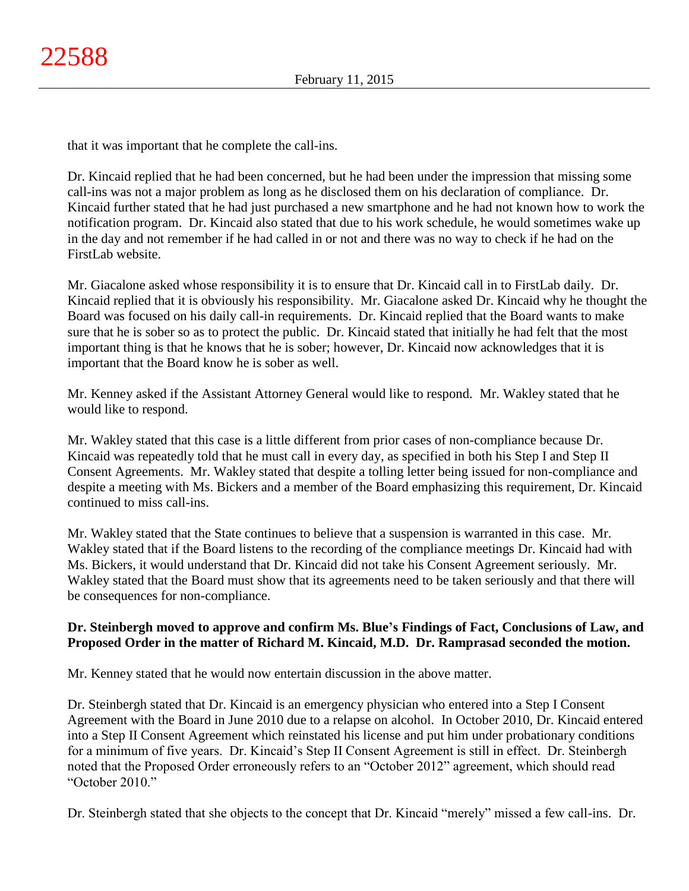that it was important that he complete the call-ins.

Dr. Kincaid replied that he had been concerned, but he had been under the impression that missing some call-ins was not a major problem as long as he disclosed them on his declaration of compliance. Dr. Kincaid further stated that he had just purchased a new smartphone and he had not known how to work the notification program. Dr. Kincaid also stated that due to his work schedule, he would sometimes wake up in the day and not remember if he had called in or not and there was no way to check if he had on the FirstLab website.

Mr. Giacalone asked whose responsibility it is to ensure that Dr. Kincaid call in to FirstLab daily. Dr. Kincaid replied that it is obviously his responsibility. Mr. Giacalone asked Dr. Kincaid why he thought the Board was focused on his daily call-in requirements. Dr. Kincaid replied that the Board wants to make sure that he is sober so as to protect the public. Dr. Kincaid stated that initially he had felt that the most important thing is that he knows that he is sober; however, Dr. Kincaid now acknowledges that it is important that the Board know he is sober as well.

Mr. Kenney asked if the Assistant Attorney General would like to respond. Mr. Wakley stated that he would like to respond.

Mr. Wakley stated that this case is a little different from prior cases of non-compliance because Dr. Kincaid was repeatedly told that he must call in every day, as specified in both his Step I and Step II Consent Agreements. Mr. Wakley stated that despite a tolling letter being issued for non-compliance and despite a meeting with Ms. Bickers and a member of the Board emphasizing this requirement, Dr. Kincaid continued to miss call-ins.

Mr. Wakley stated that the State continues to believe that a suspension is warranted in this case. Mr. Wakley stated that if the Board listens to the recording of the compliance meetings Dr. Kincaid had with Ms. Bickers, it would understand that Dr. Kincaid did not take his Consent Agreement seriously. Mr. Wakley stated that the Board must show that its agreements need to be taken seriously and that there will be consequences for non-compliance.

**Dr. Steinbergh moved to approve and confirm Ms. Blue's Findings of Fact, Conclusions of Law, and Proposed Order in the matter of Richard M. Kincaid, M.D. Dr. Ramprasad seconded the motion.**

Mr. Kenney stated that he would now entertain discussion in the above matter.

Dr. Steinbergh stated that Dr. Kincaid is an emergency physician who entered into a Step I Consent Agreement with the Board in June 2010 due to a relapse on alcohol. In October 2010, Dr. Kincaid entered into a Step II Consent Agreement which reinstated his license and put him under probationary conditions for a minimum of five years. Dr. Kincaid's Step II Consent Agreement is still in effect. Dr. Steinbergh noted that the Proposed Order erroneously refers to an "October 2012" agreement, which should read "October 2010."

Dr. Steinbergh stated that she objects to the concept that Dr. Kincaid "merely" missed a few call-ins. Dr.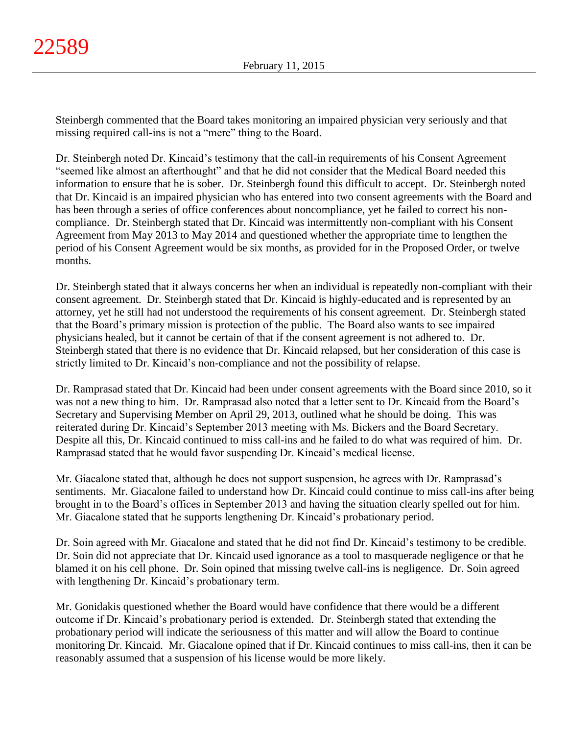Steinbergh commented that the Board takes monitoring an impaired physician very seriously and that missing required call-ins is not a "mere" thing to the Board.

Dr. Steinbergh noted Dr. Kincaid's testimony that the call-in requirements of his Consent Agreement "seemed like almost an afterthought" and that he did not consider that the Medical Board needed this information to ensure that he is sober. Dr. Steinbergh found this difficult to accept. Dr. Steinbergh noted that Dr. Kincaid is an impaired physician who has entered into two consent agreements with the Board and has been through a series of office conferences about noncompliance, yet he failed to correct his non-compliance. Dr. Steinbergh stated that Dr. Kincaid was intermittently non-compliant with his Consent Agreement from May 2013 to May 2014 and questioned whether the appropriate time to lengthen the period of his Consent Agreement would be six months, as provided for in the Proposed Order, or twelve months.

Dr. Steinbergh stated that it always concerns her when an individual is repeatedly non-compliant with their consent agreement. Dr. Steinbergh stated that Dr. Kincaid is highly-educated and is represented by an attorney, yet he still had not understood the requirements of his consent agreement. Dr. Steinbergh stated that the Board's primary mission is protection of the public. The Board also wants to see impaired physicians healed, but it cannot be certain of that if the consent agreement is not adhered to. Dr. Steinbergh stated that there is no evidence that Dr. Kincaid relapsed, but her consideration of this case is strictly limited to Dr. Kincaid's non-compliance and not the possibility of relapse.

Dr. Ramprasad stated that Dr. Kincaid had been under consent agreements with the Board since 2010, so it was not a new thing to him. Dr. Ramprasad also noted that a letter sent to Dr. Kincaid from the Board's Secretary and Supervising Member on April 29, 2013, outlined what he should be doing. This was reiterated during Dr. Kincaid's September 2013 meeting with Ms. Bickers and the Board Secretary. Despite all this, Dr. Kincaid continued to miss call-ins and he failed to do what was required of him. Dr. Ramprasad stated that he would favor suspending Dr. Kincaid's medical license.

Mr. Giacalone stated that, although he does not support suspension, he agrees with Dr. Ramprasad's sentiments. Mr. Giacalone failed to understand how Dr. Kincaid could continue to miss call-ins after being brought in to the Board's offices in September 2013 and having the situation clearly spelled out for him. Mr. Giacalone stated that he supports lengthening Dr. Kincaid's probationary period.

Dr. Soin agreed with Mr. Giacalone and stated that he did not find Dr. Kincaid's testimony to be credible. Dr. Soin did not appreciate that Dr. Kincaid used ignorance as a tool to masquerade negligence or that he blamed it on his cell phone. Dr. Soin opined that missing twelve call-ins is negligence. Dr. Soin agreed with lengthening Dr. Kincaid's probationary term.

Mr. Gonidakis questioned whether the Board would have confidence that there would be a different outcome if Dr. Kincaid's probationary period is extended. Dr. Steinbergh stated that extending the probationary period will indicate the seriousness of this matter and will allow the Board to continue monitoring Dr. Kincaid. Mr. Giacalone opined that if Dr. Kincaid continues to miss call-ins, then it can be reasonably assumed that a suspension of his license would be more likely.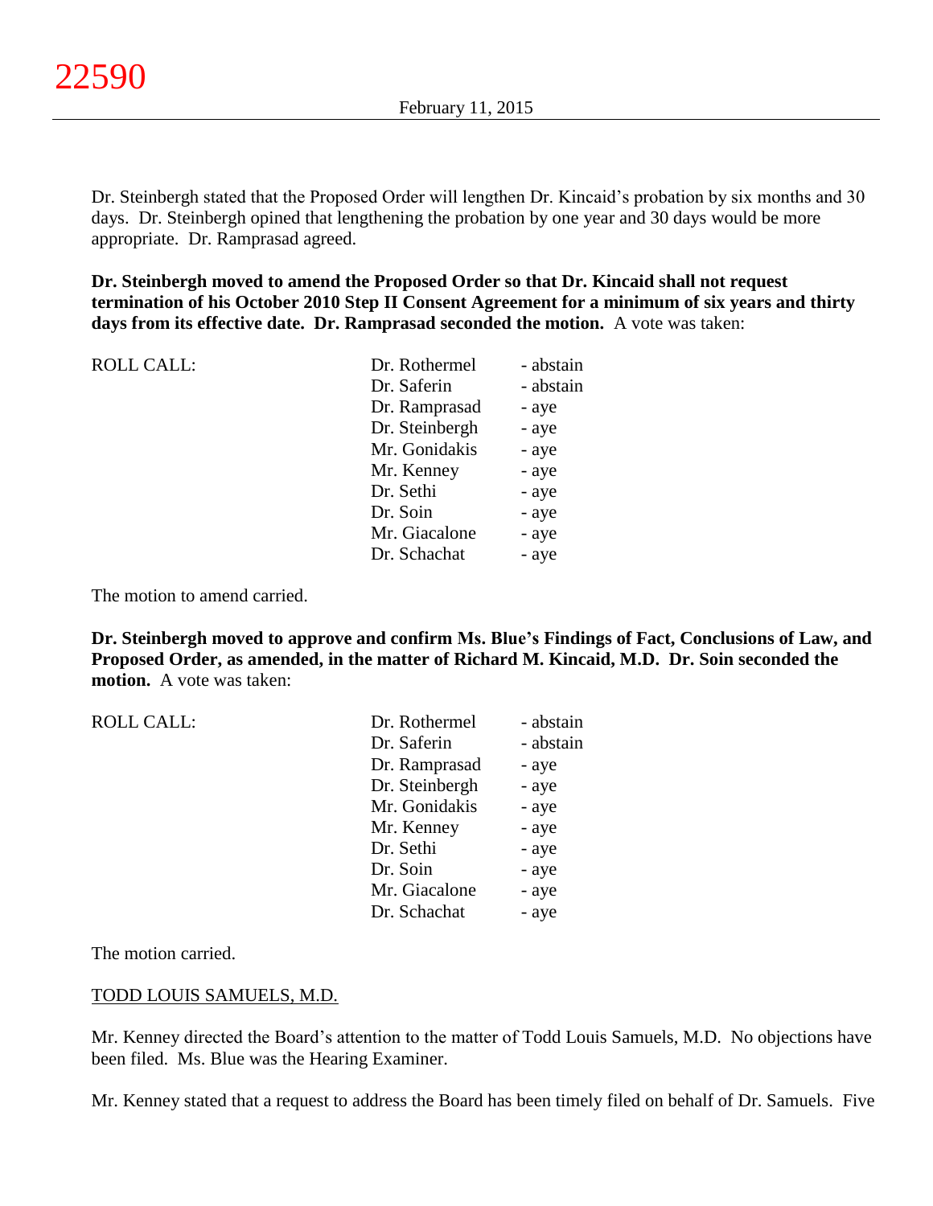Dr. Steinbergh stated that the Proposed Order will lengthen Dr. Kincaid's probation by six months and 30 days. Dr. Steinbergh opined that lengthening the probation by one year and 30 days would be more appropriate. Dr. Ramprasad agreed.

**Dr. Steinbergh moved to amend the Proposed Order so that Dr. Kincaid shall not request termination of his October 2010 Step II Consent Agreement for a minimum of six years and thirty days from its effective date. Dr. Ramprasad seconded the motion.** A vote was taken:

| ROLL CALL: | | |
|---|---|---|
| | Dr. Rothermel | - abstain |
| | Dr. Saferin | - abstain |
| | Dr. Ramprasad | - aye |
| | Dr. Steinbergh | - aye |
| | Mr. Gonidakis | - aye |
| | Mr. Kenney | - aye |
| | Dr. Sethi | - aye |
| | Dr. Soin | - aye |
| | Mr. Giacalone | - aye |
| | Dr. Schachat | - aye |

The motion to amend carried.

**Dr. Steinbergh moved to approve and confirm Ms. Blue's Findings of Fact, Conclusions of Law, and Proposed Order, as amended, in the matter of Richard M. Kincaid, M.D. Dr. Soin seconded the motion.** A vote was taken:

| ROLL CALL: | | |
|---|---|---|
| | Dr. Rothermel | - abstain |
| | Dr. Saferin | - abstain |
| | Dr. Ramprasad | - aye |
| | Dr. Steinbergh | - aye |
| | Mr. Gonidakis | - aye |
| | Mr. Kenney | - aye |
| | Dr. Sethi | - aye |
| | Dr. Soin | - aye |
| | Mr. Giacalone | - aye |
| | Dr. Schachat | - aye |

The motion carried.

TODD LOUIS SAMUELS, M.D.

Mr. Kenney directed the Board's attention to the matter of Todd Louis Samuels, M.D. No objections have been filed. Ms. Blue was the Hearing Examiner.

Mr. Kenney stated that a request to address the Board has been timely filed on behalf of Dr. Samuels. Five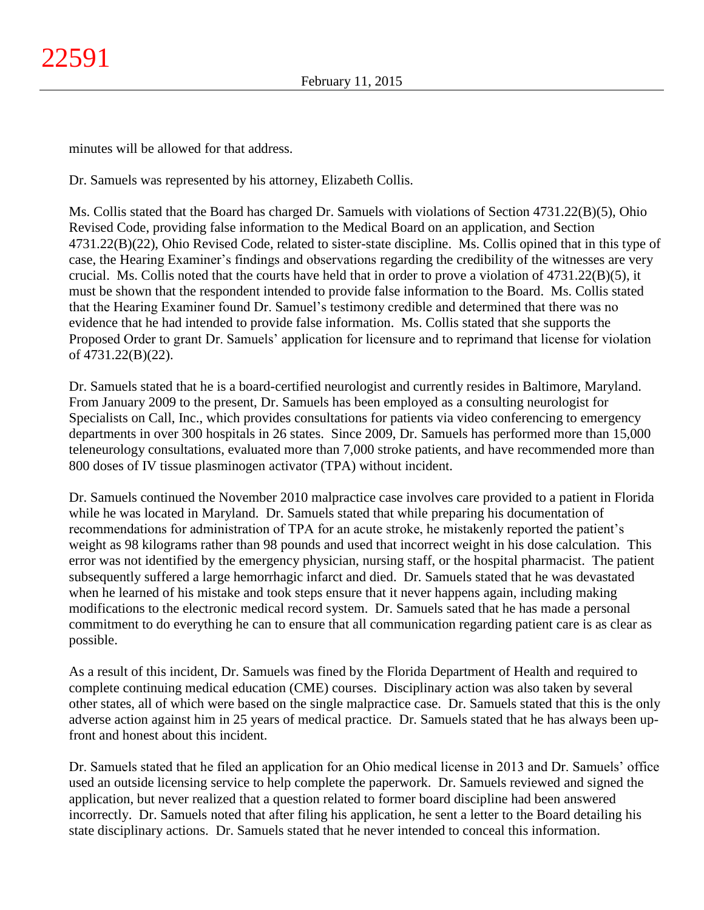minutes will be allowed for that address.

Dr. Samuels was represented by his attorney, Elizabeth Collis.

Ms. Collis stated that the Board has charged Dr. Samuels with violations of Section 4731.22(B)(5), Ohio Revised Code, providing false information to the Medical Board on an application, and Section 4731.22(B)(22), Ohio Revised Code, related to sister-state discipline. Ms. Collis opined that in this type of case, the Hearing Examiner's findings and observations regarding the credibility of the witnesses are very crucial. Ms. Collis noted that the courts have held that in order to prove a violation of 4731.22(B)(5), it must be shown that the respondent intended to provide false information to the Board. Ms. Collis stated that the Hearing Examiner found Dr. Samuel's testimony credible and determined that there was no evidence that he had intended to provide false information. Ms. Collis stated that she supports the Proposed Order to grant Dr. Samuels' application for licensure and to reprimand that license for violation of 4731.22(B)(22).

Dr. Samuels stated that he is a board-certified neurologist and currently resides in Baltimore, Maryland. From January 2009 to the present, Dr. Samuels has been employed as a consulting neurologist for Specialists on Call, Inc., which provides consultations for patients via video conferencing to emergency departments in over 300 hospitals in 26 states. Since 2009, Dr. Samuels has performed more than 15,000 teleneurology consultations, evaluated more than 7,000 stroke patients, and have recommended more than 800 doses of IV tissue plasminogen activator (TPA) without incident.

Dr. Samuels continued the November 2010 malpractice case involves care provided to a patient in Florida while he was located in Maryland. Dr. Samuels stated that while preparing his documentation of recommendations for administration of TPA for an acute stroke, he mistakenly reported the patient's weight as 98 kilograms rather than 98 pounds and used that incorrect weight in his dose calculation. This error was not identified by the emergency physician, nursing staff, or the hospital pharmacist. The patient subsequently suffered a large hemorrhagic infarct and died. Dr. Samuels stated that he was devastated when he learned of his mistake and took steps ensure that it never happens again, including making modifications to the electronic medical record system. Dr. Samuels sated that he has made a personal commitment to do everything he can to ensure that all communication regarding patient care is as clear as possible.

As a result of this incident, Dr. Samuels was fined by the Florida Department of Health and required to complete continuing medical education (CME) courses. Disciplinary action was also taken by several other states, all of which were based on the single malpractice case. Dr. Samuels stated that this is the only adverse action against him in 25 years of medical practice. Dr. Samuels stated that he has always been up-front and honest about this incident.

Dr. Samuels stated that he filed an application for an Ohio medical license in 2013 and Dr. Samuels' office used an outside licensing service to help complete the paperwork. Dr. Samuels reviewed and signed the application, but never realized that a question related to former board discipline had been answered incorrectly. Dr. Samuels noted that after filing his application, he sent a letter to the Board detailing his state disciplinary actions. Dr. Samuels stated that he never intended to conceal this information.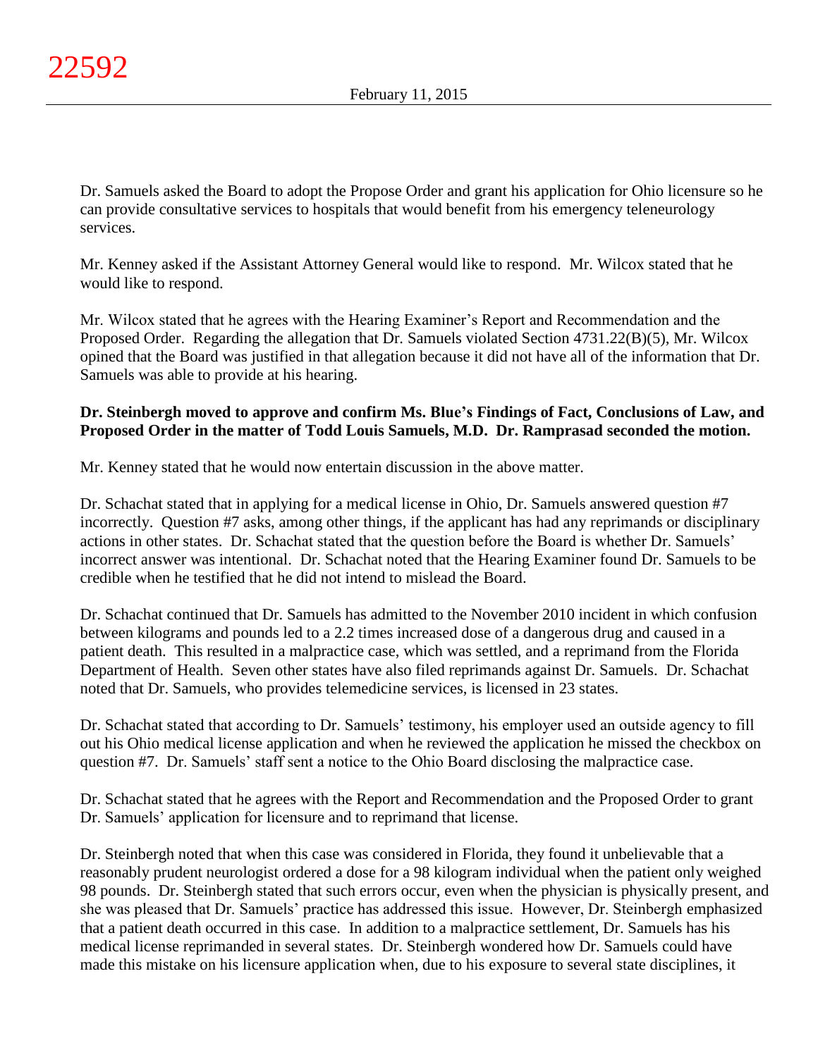Dr. Samuels asked the Board to adopt the Propose Order and grant his application for Ohio licensure so he can provide consultative services to hospitals that would benefit from his emergency teleneurology services.

Mr. Kenney asked if the Assistant Attorney General would like to respond. Mr. Wilcox stated that he would like to respond.

Mr. Wilcox stated that he agrees with the Hearing Examiner's Report and Recommendation and the Proposed Order. Regarding the allegation that Dr. Samuels violated Section 4731.22(B)(5), Mr. Wilcox opined that the Board was justified in that allegation because it did not have all of the information that Dr. Samuels was able to provide at his hearing.

**Dr. Steinbergh moved to approve and confirm Ms. Blue's Findings of Fact, Conclusions of Law, and Proposed Order in the matter of Todd Louis Samuels, M.D. Dr. Ramprasad seconded the motion.**

Mr. Kenney stated that he would now entertain discussion in the above matter.

Dr. Schachat stated that in applying for a medical license in Ohio, Dr. Samuels answered question #7 incorrectly. Question #7 asks, among other things, if the applicant has had any reprimands or disciplinary actions in other states. Dr. Schachat stated that the question before the Board is whether Dr. Samuels' incorrect answer was intentional. Dr. Schachat noted that the Hearing Examiner found Dr. Samuels to be credible when he testified that he did not intend to mislead the Board.

Dr. Schachat continued that Dr. Samuels has admitted to the November 2010 incident in which confusion between kilograms and pounds led to a 2.2 times increased dose of a dangerous drug and caused in a patient death. This resulted in a malpractice case, which was settled, and a reprimand from the Florida Department of Health. Seven other states have also filed reprimands against Dr. Samuels. Dr. Schachat noted that Dr. Samuels, who provides telemedicine services, is licensed in 23 states.

Dr. Schachat stated that according to Dr. Samuels' testimony, his employer used an outside agency to fill out his Ohio medical license application and when he reviewed the application he missed the checkbox on question #7. Dr. Samuels' staff sent a notice to the Ohio Board disclosing the malpractice case.

Dr. Schachat stated that he agrees with the Report and Recommendation and the Proposed Order to grant Dr. Samuels' application for licensure and to reprimand that license.

Dr. Steinbergh noted that when this case was considered in Florida, they found it unbelievable that a reasonably prudent neurologist ordered a dose for a 98 kilogram individual when the patient only weighed 98 pounds. Dr. Steinbergh stated that such errors occur, even when the physician is physically present, and she was pleased that Dr. Samuels' practice has addressed this issue. However, Dr. Steinbergh emphasized that a patient death occurred in this case. In addition to a malpractice settlement, Dr. Samuels has his medical license reprimanded in several states. Dr. Steinbergh wondered how Dr. Samuels could have made this mistake on his licensure application when, due to his exposure to several state disciplines, it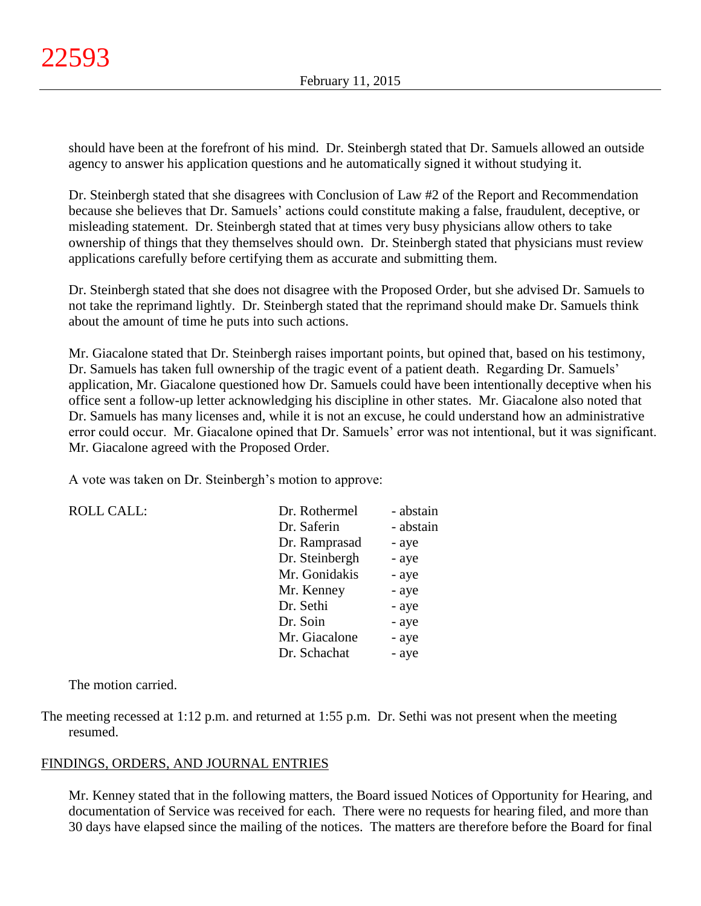should have been at the forefront of his mind. Dr. Steinbergh stated that Dr. Samuels allowed an outside agency to answer his application questions and he automatically signed it without studying it.

Dr. Steinbergh stated that she disagrees with Conclusion of Law #2 of the Report and Recommendation because she believes that Dr. Samuels' actions could constitute making a false, fraudulent, deceptive, or misleading statement. Dr. Steinbergh stated that at times very busy physicians allow others to take ownership of things that they themselves should own. Dr. Steinbergh stated that physicians must review applications carefully before certifying them as accurate and submitting them.

Dr. Steinbergh stated that she does not disagree with the Proposed Order, but she advised Dr. Samuels to not take the reprimand lightly. Dr. Steinbergh stated that the reprimand should make Dr. Samuels think about the amount of time he puts into such actions.

Mr. Giacalone stated that Dr. Steinbergh raises important points, but opined that, based on his testimony, Dr. Samuels has taken full ownership of the tragic event of a patient death. Regarding Dr. Samuels' application, Mr. Giacalone questioned how Dr. Samuels could have been intentionally deceptive when his office sent a follow-up letter acknowledging his discipline in other states. Mr. Giacalone also noted that Dr. Samuels has many licenses and, while it is not an excuse, he could understand how an administrative error could occur. Mr. Giacalone opined that Dr. Samuels' error was not intentional, but it was significant. Mr. Giacalone agreed with the Proposed Order.

A vote was taken on Dr. Steinbergh's motion to approve:

| ROLL CALL: | Dr. Rothermel | - abstain |
|---|---|---|
| | Dr. Saferin | - abstain |
| | Dr. Ramprasad | - aye |
| | Dr. Steinbergh | - aye |
| | Mr. Gonidakis | - aye |
| | Mr. Kenney | - aye |
| | Dr. Sethi | - aye |
| | Dr. Soin | - aye |
| | Mr. Giacalone | - aye |
| | Dr. Schachat | - aye |

The motion carried.

The meeting recessed at 1:12 p.m. and returned at 1:55 p.m. Dr. Sethi was not present when the meeting resumed.

## FINDINGS, ORDERS, AND JOURNAL ENTRIES

Mr. Kenney stated that in the following matters, the Board issued Notices of Opportunity for Hearing, and documentation of Service was received for each. There were no requests for hearing filed, and more than 30 days have elapsed since the mailing of the notices. The matters are therefore before the Board for final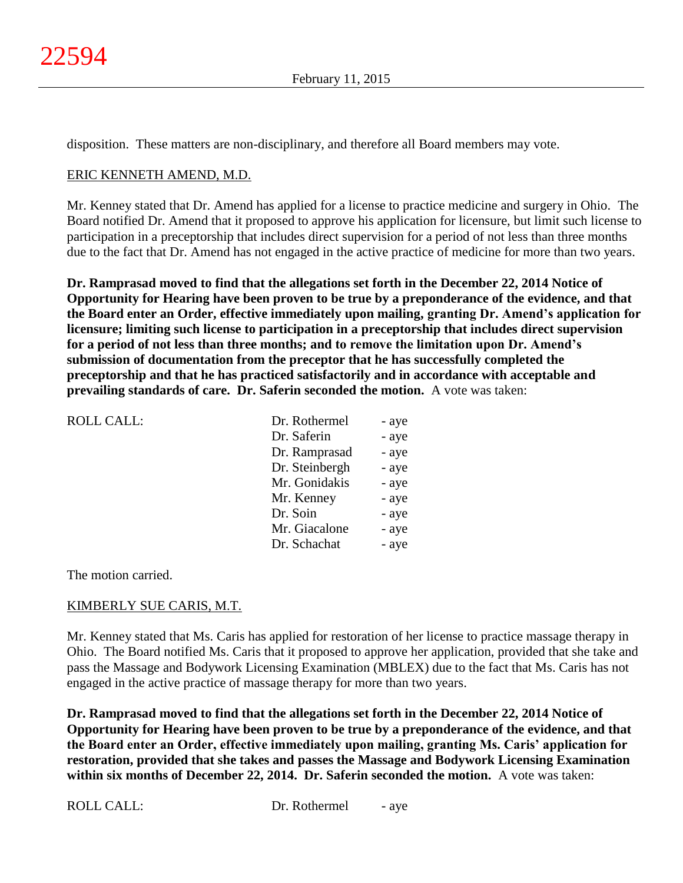disposition. These matters are non-disciplinary, and therefore all Board members may vote.

ERIC KENNETH AMEND, M.D.

Mr. Kenney stated that Dr. Amend has applied for a license to practice medicine and surgery in Ohio. The Board notified Dr. Amend that it proposed to approve his application for licensure, but limit such license to participation in a preceptorship that includes direct supervision for a period of not less than three months due to the fact that Dr. Amend has not engaged in the active practice of medicine for more than two years.

**Dr. Ramprasad moved to find that the allegations set forth in the December 22, 2014 Notice of Opportunity for Hearing have been proven to be true by a preponderance of the evidence, and that the Board enter an Order, effective immediately upon mailing, granting Dr. Amend's application for licensure; limiting such license to participation in a preceptorship that includes direct supervision for a period of not less than three months; and to remove the limitation upon Dr. Amend's submission of documentation from the preceptor that he has successfully completed the preceptorship and that he has practiced satisfactorily and in accordance with acceptable and prevailing standards of care. Dr. Saferin seconded the motion.** A vote was taken:

| ROLL CALL: | Dr. Rothermel | - aye |
|---|---|---|
| | Dr. Saferin | - aye |
| | Dr. Ramprasad | - aye |
| | Dr. Steinbergh | - aye |
| | Mr. Gonidakis | - aye |
| | Mr. Kenney | - aye |
| | Dr. Soin | - aye |
| | Mr. Giacalone | - aye |
| | Dr. Schachat | - aye |

The motion carried.

KIMBERLY SUE CARIS, M.T.

Mr. Kenney stated that Ms. Caris has applied for restoration of her license to practice massage therapy in Ohio. The Board notified Ms. Caris that it proposed to approve her application, provided that she take and pass the Massage and Bodywork Licensing Examination (MBLEX) due to the fact that Ms. Caris has not engaged in the active practice of massage therapy for more than two years.

**Dr. Ramprasad moved to find that the allegations set forth in the December 22, 2014 Notice of Opportunity for Hearing have been proven to be true by a preponderance of the evidence, and that the Board enter an Order, effective immediately upon mailing, granting Ms. Caris' application for restoration, provided that she takes and passes the Massage and Bodywork Licensing Examination within six months of December 22, 2014. Dr. Saferin seconded the motion.** A vote was taken:

| ROLL CALL: | Dr. Rothermel | - aye |
|---|---|---|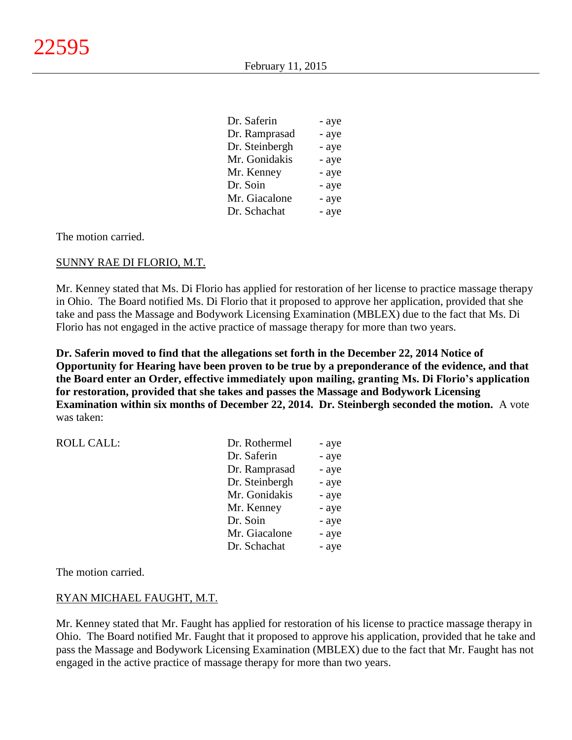| | |
|---|---|
| Dr. Saferin | - aye |
| Dr. Ramprasad | - aye |
| Dr. Steinbergh | - aye |
| Mr. Gonidakis | - aye |
| Mr. Kenney | - aye |
| Dr. Soin | - aye |
| Mr. Giacalone | - aye |
| Dr. Schachat | - aye |

The motion carried.

SUNNY RAE DI FLORIO, M.T.

Mr. Kenney stated that Ms. Di Florio has applied for restoration of her license to practice massage therapy in Ohio. The Board notified Ms. Di Florio that it proposed to approve her application, provided that she take and pass the Massage and Bodywork Licensing Examination (MBLEX) due to the fact that Ms. Di Florio has not engaged in the active practice of massage therapy for more than two years.

**Dr. Saferin moved to find that the allegations set forth in the December 22, 2014 Notice of Opportunity for Hearing have been proven to be true by a preponderance of the evidence, and that the Board enter an Order, effective immediately upon mailing, granting Ms. Di Florio's application for restoration, provided that she takes and passes the Massage and Bodywork Licensing Examination within six months of December 22, 2014. Dr. Steinbergh seconded the motion.** A vote was taken:

| ROLL CALL: | | |
|---|---|---|
| | Dr. Rothermel | - aye |
| | Dr. Saferin | - aye |
| | Dr. Ramprasad | - aye |
| | Dr. Steinbergh | - aye |
| | Mr. Gonidakis | - aye |
| | Mr. Kenney | - aye |
| | Dr. Soin | - aye |
| | Mr. Giacalone | - aye |
| | Dr. Schachat | - aye |

The motion carried.

RYAN MICHAEL FAUGHT, M.T.

Mr. Kenney stated that Mr. Faught has applied for restoration of his license to practice massage therapy in Ohio. The Board notified Mr. Faught that it proposed to approve his application, provided that he take and pass the Massage and Bodywork Licensing Examination (MBLEX) due to the fact that Mr. Faught has not engaged in the active practice of massage therapy for more than two years.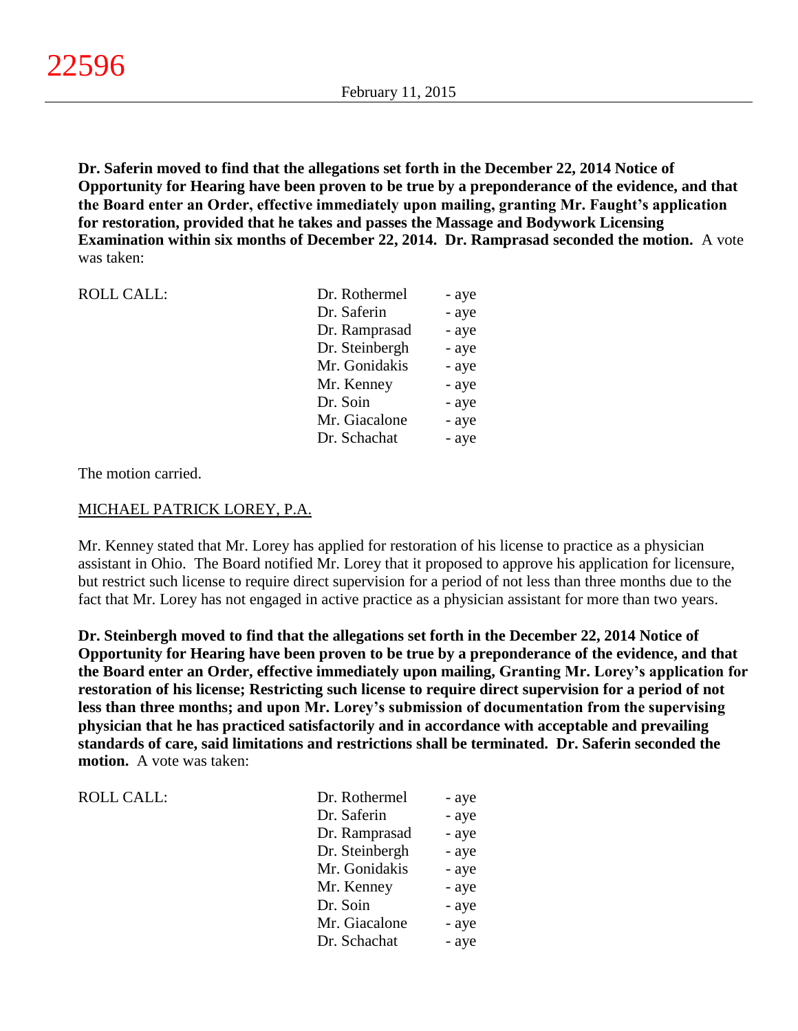**Dr. Saferin moved to find that the allegations set forth in the December 22, 2014 Notice of Opportunity for Hearing have been proven to be true by a preponderance of the evidence, and that the Board enter an Order, effective immediately upon mailing, granting Mr. Faught's application for restoration, provided that he takes and passes the Massage and Bodywork Licensing Examination within six months of December 22, 2014. Dr. Ramprasad seconded the motion.** A vote was taken:

| ROLL CALL: | | |
|---|---|---|
| | Dr. Rothermel | - aye |
| | Dr. Saferin | - aye |
| | Dr. Ramprasad | - aye |
| | Dr. Steinbergh | - aye |
| | Mr. Gonidakis | - aye |
| | Mr. Kenney | - aye |
| | Dr. Soin | - aye |
| | Mr. Giacalone | - aye |
| | Dr. Schachat | - aye |

The motion carried.

MICHAEL PATRICK LOREY, P.A.

Mr. Kenney stated that Mr. Lorey has applied for restoration of his license to practice as a physician assistant in Ohio. The Board notified Mr. Lorey that it proposed to approve his application for licensure, but restrict such license to require direct supervision for a period of not less than three months due to the fact that Mr. Lorey has not engaged in active practice as a physician assistant for more than two years.

**Dr. Steinbergh moved to find that the allegations set forth in the December 22, 2014 Notice of Opportunity for Hearing have been proven to be true by a preponderance of the evidence, and that the Board enter an Order, effective immediately upon mailing, Granting Mr. Lorey's application for restoration of his license; Restricting such license to require direct supervision for a period of not less than three months; and upon Mr. Lorey's submission of documentation from the supervising physician that he has practiced satisfactorily and in accordance with acceptable and prevailing standards of care, said limitations and restrictions shall be terminated. Dr. Saferin seconded the motion.** A vote was taken:

| ROLL CALL: | | |
|---|---|---|
| | Dr. Rothermel | - aye |
| | Dr. Saferin | - aye |
| | Dr. Ramprasad | - aye |
| | Dr. Steinbergh | - aye |
| | Mr. Gonidakis | - aye |
| | Mr. Kenney | - aye |
| | Dr. Soin | - aye |
| | Mr. Giacalone | - aye |
| | Dr. Schachat | - aye |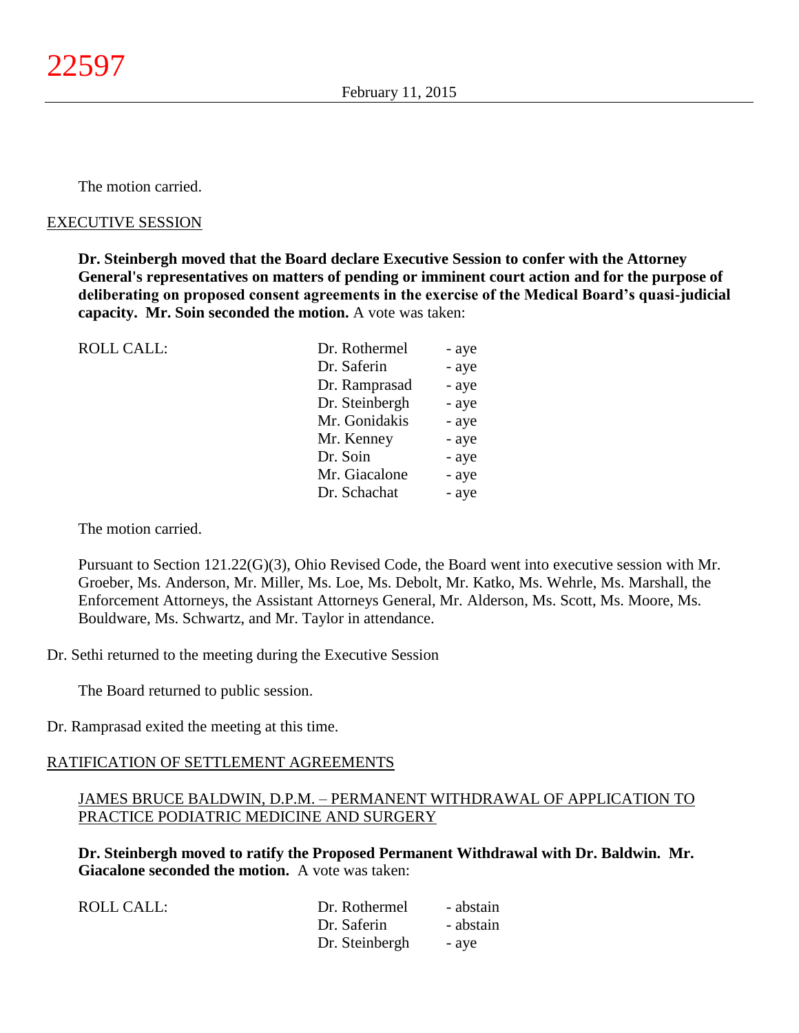The motion carried.

EXECUTIVE SESSION

**Dr. Steinbergh moved that the Board declare Executive Session to confer with the Attorney General's representatives on matters of pending or imminent court action and for the purpose of deliberating on proposed consent agreements in the exercise of the Medical Board's quasi-judicial capacity. Mr. Soin seconded the motion.** A vote was taken:

| ROLL CALL: | Dr. Rothermel | - aye |
|---|---|---|
| | Dr. Saferin | - aye |
| | Dr. Ramprasad | - aye |
| | Dr. Steinbergh | - aye |
| | Mr. Gonidakis | - aye |
| | Mr. Kenney | - aye |
| | Dr. Soin | - aye |
| | Mr. Giacalone | - aye |
| | Dr. Schachat | - aye |

The motion carried.

Pursuant to Section 121.22(G)(3), Ohio Revised Code, the Board went into executive session with Mr. Groeber, Ms. Anderson, Mr. Miller, Ms. Loe, Ms. Debolt, Mr. Katko, Ms. Wehrle, Ms. Marshall, the Enforcement Attorneys, the Assistant Attorneys General, Mr. Alderson, Ms. Scott, Ms. Moore, Ms. Bouldware, Ms. Schwartz, and Mr. Taylor in attendance.

Dr. Sethi returned to the meeting during the Executive Session

The Board returned to public session.

Dr. Ramprasad exited the meeting at this time.

RATIFICATION OF SETTLEMENT AGREEMENTS

JAMES BRUCE BALDWIN, D.P.M. – PERMANENT WITHDRAWAL OF APPLICATION TO PRACTICE PODIATRIC MEDICINE AND SURGERY

**Dr. Steinbergh moved to ratify the Proposed Permanent Withdrawal with Dr. Baldwin. Mr. Giacalone seconded the motion.** A vote was taken:

| ROLL CALL: | Dr. Rothermel | - abstain |
|---|---|---|
| | Dr. Saferin | - abstain |
| | Dr. Steinbergh | - aye |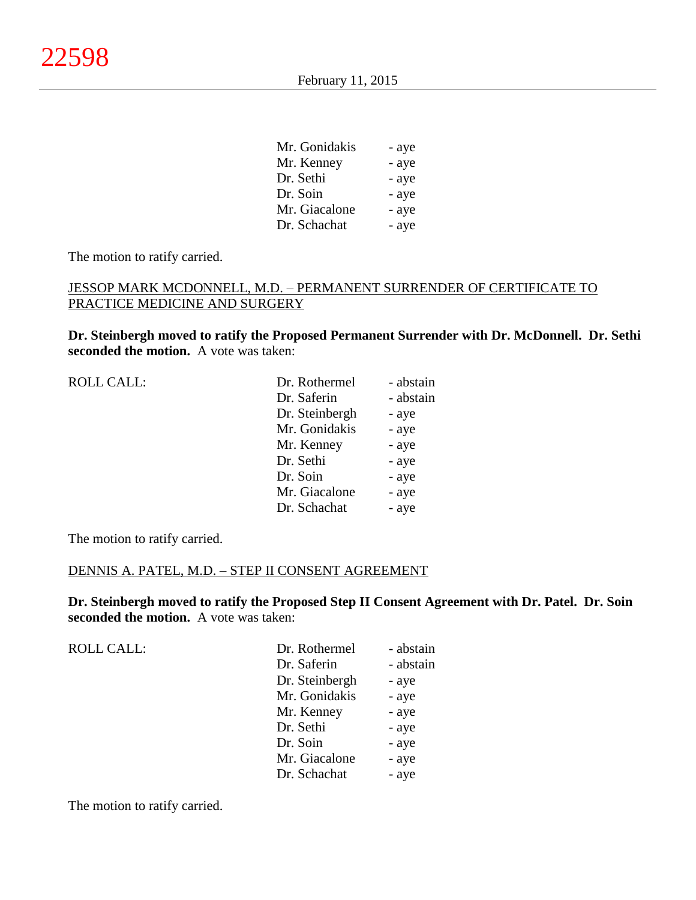| | |
|---|---|
| Mr. Gonidakis | - aye |
| Mr. Kenney | - aye |
| Dr. Sethi | - aye |
| Dr. Soin | - aye |
| Mr. Giacalone | - aye |
| Dr. Schachat | - aye |

The motion to ratify carried.

JESSOP MARK MCDONNELL, M.D. – PERMANENT SURRENDER OF CERTIFICATE TO PRACTICE MEDICINE AND SURGERY

**Dr. Steinbergh moved to ratify the Proposed Permanent Surrender with Dr. McDonnell. Dr. Sethi seconded the motion.** A vote was taken:

| ROLL CALL: | | |
|---|---|---|
| | Dr. Rothermel | - abstain |
| | Dr. Saferin | - abstain |
| | Dr. Steinbergh | - aye |
| | Mr. Gonidakis | - aye |
| | Mr. Kenney | - aye |
| | Dr. Sethi | - aye |
| | Dr. Soin | - aye |
| | Mr. Giacalone | - aye |
| | Dr. Schachat | - aye |

The motion to ratify carried.

DENNIS A. PATEL, M.D. – STEP II CONSENT AGREEMENT

**Dr. Steinbergh moved to ratify the Proposed Step II Consent Agreement with Dr. Patel. Dr. Soin seconded the motion.** A vote was taken:

| ROLL CALL: | | |
|---|---|---|
| | Dr. Rothermel | - abstain |
| | Dr. Saferin | - abstain |
| | Dr. Steinbergh | - aye |
| | Mr. Gonidakis | - aye |
| | Mr. Kenney | - aye |
| | Dr. Sethi | - aye |
| | Dr. Soin | - aye |
| | Mr. Giacalone | - aye |
| | Dr. Schachat | - aye |

The motion to ratify carried.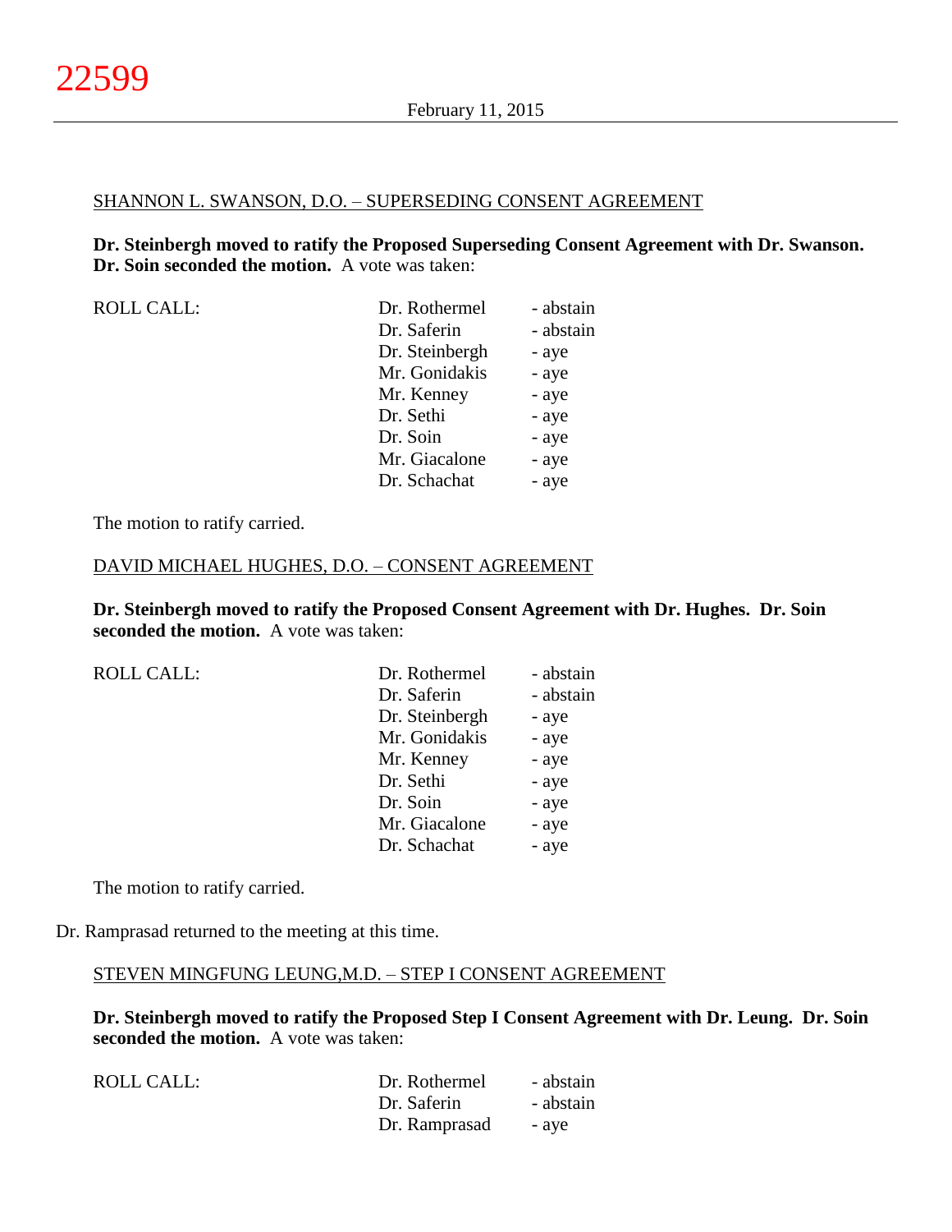SHANNON L. SWANSON, D.O. – SUPERSEDING CONSENT AGREEMENT

**Dr. Steinbergh moved to ratify the Proposed Superseding Consent Agreement with Dr. Swanson. Dr. Soin seconded the motion.** A vote was taken:

| ROLL CALL: | Dr. Rothermel | - abstain |
|---|---|---|
| | Dr. Saferin | - abstain |
| | Dr. Steinbergh | - aye |
| | Mr. Gonidakis | - aye |
| | Mr. Kenney | - aye |
| | Dr. Sethi | - aye |
| | Dr. Soin | - aye |
| | Mr. Giacalone | - aye |
| | Dr. Schachat | - aye |

The motion to ratify carried.

DAVID MICHAEL HUGHES, D.O. – CONSENT AGREEMENT

**Dr. Steinbergh moved to ratify the Proposed Consent Agreement with Dr. Hughes. Dr. Soin seconded the motion.** A vote was taken:

| ROLL CALL: | Dr. Rothermel | - abstain |
|---|---|---|
| | Dr. Saferin | - abstain |
| | Dr. Steinbergh | - aye |
| | Mr. Gonidakis | - aye |
| | Mr. Kenney | - aye |
| | Dr. Sethi | - aye |
| | Dr. Soin | - aye |
| | Mr. Giacalone | - aye |
| | Dr. Schachat | - aye |

The motion to ratify carried.

Dr. Ramprasad returned to the meeting at this time.

STEVEN MINGFUNG LEUNG,M.D. – STEP I CONSENT AGREEMENT

**Dr. Steinbergh moved to ratify the Proposed Step I Consent Agreement with Dr. Leung. Dr. Soin seconded the motion.** A vote was taken:

| ROLL CALL: | Dr. Rothermel | - abstain |
|---|---|---|
| | Dr. Saferin | - abstain |
| | Dr. Ramprasad | - aye |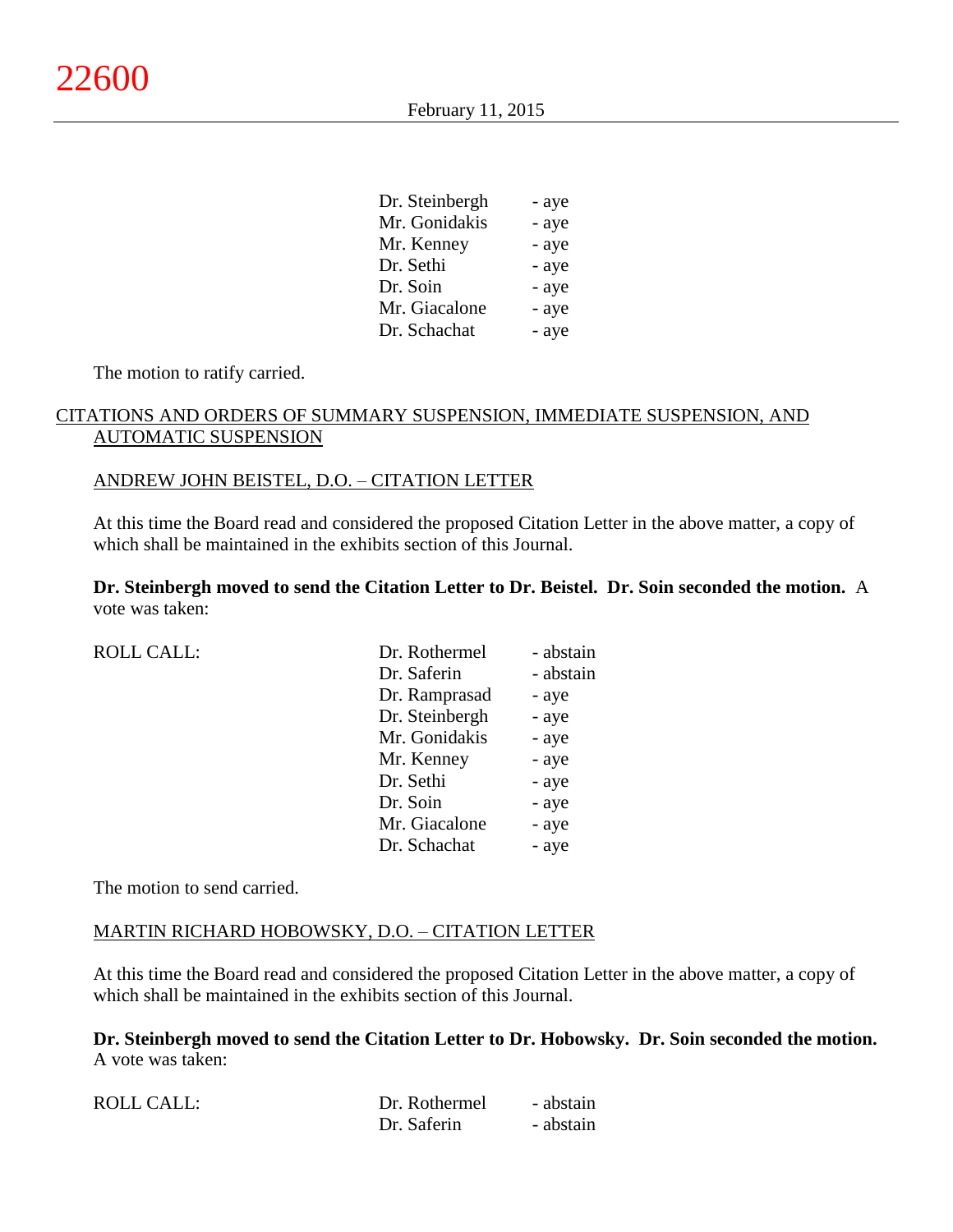| | |
|---|---|
| Dr. Steinbergh | - aye |
| Mr. Gonidakis | - aye |
| Mr. Kenney | - aye |
| Dr. Sethi | - aye |
| Dr. Soin | - aye |
| Mr. Giacalone | - aye |
| Dr. Schachat | - aye |

The motion to ratify carried.

CITATIONS AND ORDERS OF SUMMARY SUSPENSION, IMMEDIATE SUSPENSION, AND AUTOMATIC SUSPENSION

ANDREW JOHN BEISTEL, D.O. – CITATION LETTER

At this time the Board read and considered the proposed Citation Letter in the above matter, a copy of which shall be maintained in the exhibits section of this Journal.

**Dr. Steinbergh moved to send the Citation Letter to Dr. Beistel. Dr. Soin seconded the motion.** A vote was taken:

| ROLL CALL: | | |
|---|---|---|
| | Dr. Rothermel | - abstain |
| | Dr. Saferin | - abstain |
| | Dr. Ramprasad | - aye |
| | Dr. Steinbergh | - aye |
| | Mr. Gonidakis | - aye |
| | Mr. Kenney | - aye |
| | Dr. Sethi | - aye |
| | Dr. Soin | - aye |
| | Mr. Giacalone | - aye |
| | Dr. Schachat | - aye |

The motion to send carried.

MARTIN RICHARD HOBOWSKY, D.O. – CITATION LETTER

At this time the Board read and considered the proposed Citation Letter in the above matter, a copy of which shall be maintained in the exhibits section of this Journal.

**Dr. Steinbergh moved to send the Citation Letter to Dr. Hobowsky. Dr. Soin seconded the motion.** A vote was taken:

| ROLL CALL: | | |
|---|---|---|
| | Dr. Rothermel | - abstain |
| | Dr. Saferin | - abstain |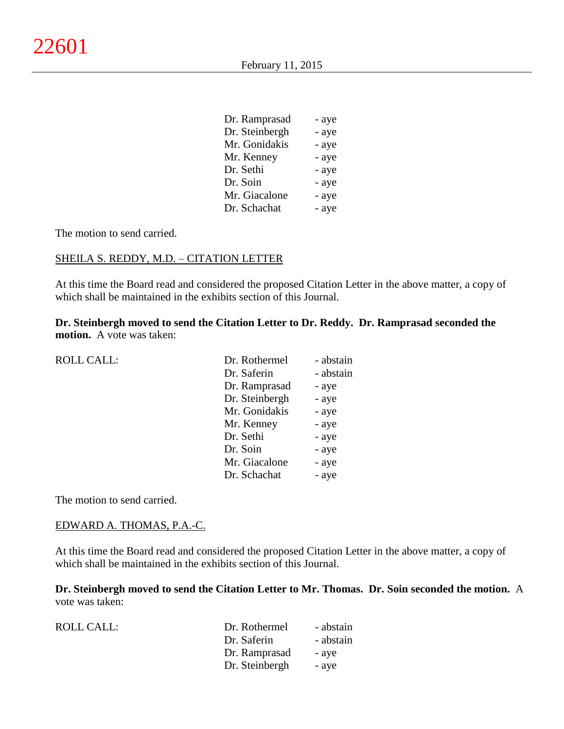| | |
|---|---|
| Dr. Ramprasad | - aye |
| Dr. Steinbergh | - aye |
| Mr. Gonidakis | - aye |
| Mr. Kenney | - aye |
| Dr. Sethi | - aye |
| Dr. Soin | - aye |
| Mr. Giacalone | - aye |
| Dr. Schachat | - aye |

The motion to send carried.

SHEILA S. REDDY, M.D. – CITATION LETTER

At this time the Board read and considered the proposed Citation Letter in the above matter, a copy of which shall be maintained in the exhibits section of this Journal.

**Dr. Steinbergh moved to send the Citation Letter to Dr. Reddy. Dr. Ramprasad seconded the motion.** A vote was taken:

| ROLL CALL: | | |
|---|---|---|
| | Dr. Rothermel | - abstain |
| | Dr. Saferin | - abstain |
| | Dr. Ramprasad | - aye |
| | Dr. Steinbergh | - aye |
| | Mr. Gonidakis | - aye |
| | Mr. Kenney | - aye |
| | Dr. Sethi | - aye |
| | Dr. Soin | - aye |
| | Mr. Giacalone | - aye |
| | Dr. Schachat | - aye |

The motion to send carried.

EDWARD A. THOMAS, P.A.-C.

At this time the Board read and considered the proposed Citation Letter in the above matter, a copy of which shall be maintained in the exhibits section of this Journal.

**Dr. Steinbergh moved to send the Citation Letter to Mr. Thomas. Dr. Soin seconded the motion.** A vote was taken:

| ROLL CALL: | | |
|---|---|---|
| | Dr. Rothermel | - abstain |
| | Dr. Saferin | - abstain |
| | Dr. Ramprasad | - aye |
| | Dr. Steinbergh | - aye |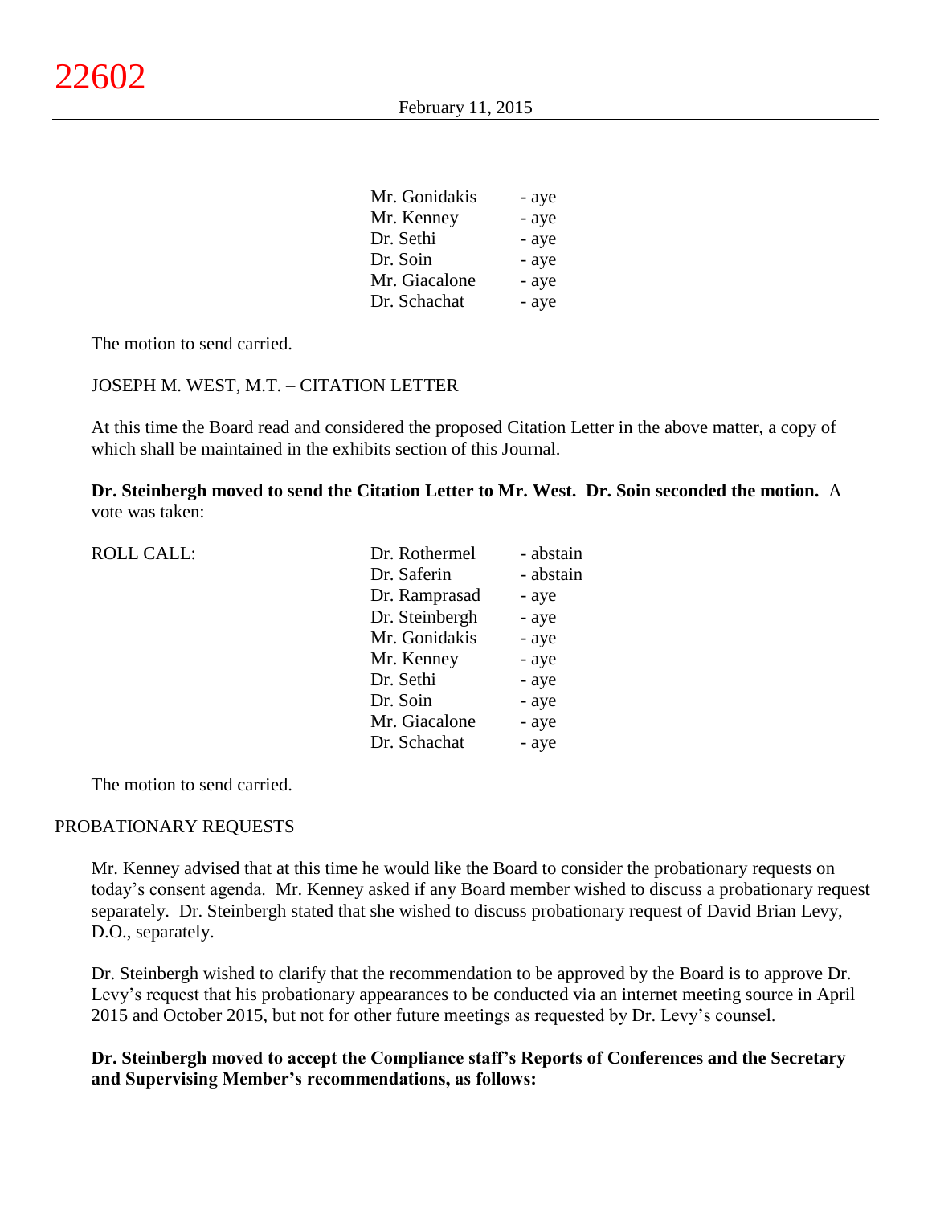| | |
|---|---|
| Mr. Gonidakis | - aye |
| Mr. Kenney | - aye |
| Dr. Sethi | - aye |
| Dr. Soin | - aye |
| Mr. Giacalone | - aye |
| Dr. Schachat | - aye |

The motion to send carried.

JOSEPH M. WEST, M.T. – CITATION LETTER

At this time the Board read and considered the proposed Citation Letter in the above matter, a copy of which shall be maintained in the exhibits section of this Journal.

**Dr. Steinbergh moved to send the Citation Letter to Mr. West. Dr. Soin seconded the motion.** A vote was taken:

| ROLL CALL: | | |
|---|---|---|
| | Dr. Rothermel | - abstain |
| | Dr. Saferin | - abstain |
| | Dr. Ramprasad | - aye |
| | Dr. Steinbergh | - aye |
| | Mr. Gonidakis | - aye |
| | Mr. Kenney | - aye |
| | Dr. Sethi | - aye |
| | Dr. Soin | - aye |
| | Mr. Giacalone | - aye |
| | Dr. Schachat | - aye |

The motion to send carried.

PROBATIONARY REQUESTS

Mr. Kenney advised that at this time he would like the Board to consider the probationary requests on today's consent agenda. Mr. Kenney asked if any Board member wished to discuss a probationary request separately. Dr. Steinbergh stated that she wished to discuss probationary request of David Brian Levy, D.O., separately.

Dr. Steinbergh wished to clarify that the recommendation to be approved by the Board is to approve Dr. Levy's request that his probationary appearances to be conducted via an internet meeting source in April 2015 and October 2015, but not for other future meetings as requested by Dr. Levy's counsel.

**Dr. Steinbergh moved to accept the Compliance staff's Reports of Conferences and the Secretary and Supervising Member's recommendations, as follows:**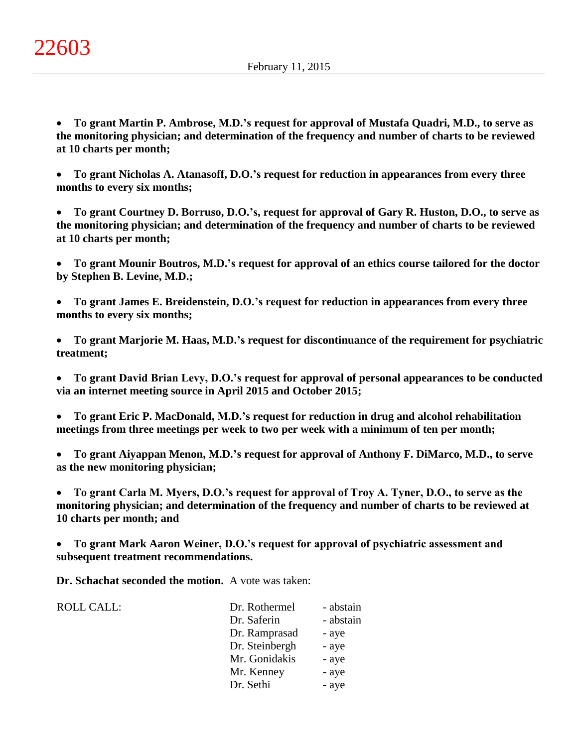- **To grant Martin P. Ambrose, M.D.'s request for approval of Mustafa Quadri, M.D., to serve as the monitoring physician; and determination of the frequency and number of charts to be reviewed at 10 charts per month;**

- **To grant Nicholas A. Atanasoff, D.O.'s request for reduction in appearances from every three months to every six months;**

- **To grant Courtney D. Borruso, D.O.'s, request for approval of Gary R. Huston, D.O., to serve as the monitoring physician; and determination of the frequency and number of charts to be reviewed at 10 charts per month;**

- **To grant Mounir Boutros, M.D.'s request for approval of an ethics course tailored for the doctor by Stephen B. Levine, M.D.;**

- **To grant James E. Breidenstein, D.O.'s request for reduction in appearances from every three months to every six months;**

- **To grant Marjorie M. Haas, M.D.'s request for discontinuance of the requirement for psychiatric treatment;**

- **To grant David Brian Levy, D.O.'s request for approval of personal appearances to be conducted via an internet meeting source in April 2015 and October 2015;**

- **To grant Eric P. MacDonald, M.D.'s request for reduction in drug and alcohol rehabilitation meetings from three meetings per week to two per week with a minimum of ten per month;**

- **To grant Aiyappan Menon, M.D.'s request for approval of Anthony F. DiMarco, M.D., to serve as the new monitoring physician;**

- **To grant Carla M. Myers, D.O.'s request for approval of Troy A. Tyner, D.O., to serve as the monitoring physician; and determination of the frequency and number of charts to be reviewed at 10 charts per month; and**

- **To grant Mark Aaron Weiner, D.O.'s request for approval of psychiatric assessment and subsequent treatment recommendations.**

**Dr. Schachat seconded the motion.** A vote was taken:

| ROLL CALL: | Dr. Rothermel | - abstain |
|---|---|---|
| | Dr. Saferin | - abstain |
| | Dr. Ramprasad | - aye |
| | Dr. Steinbergh | - aye |
| | Mr. Gonidakis | - aye |
| | Mr. Kenney | - aye |
| | Dr. Sethi | - aye |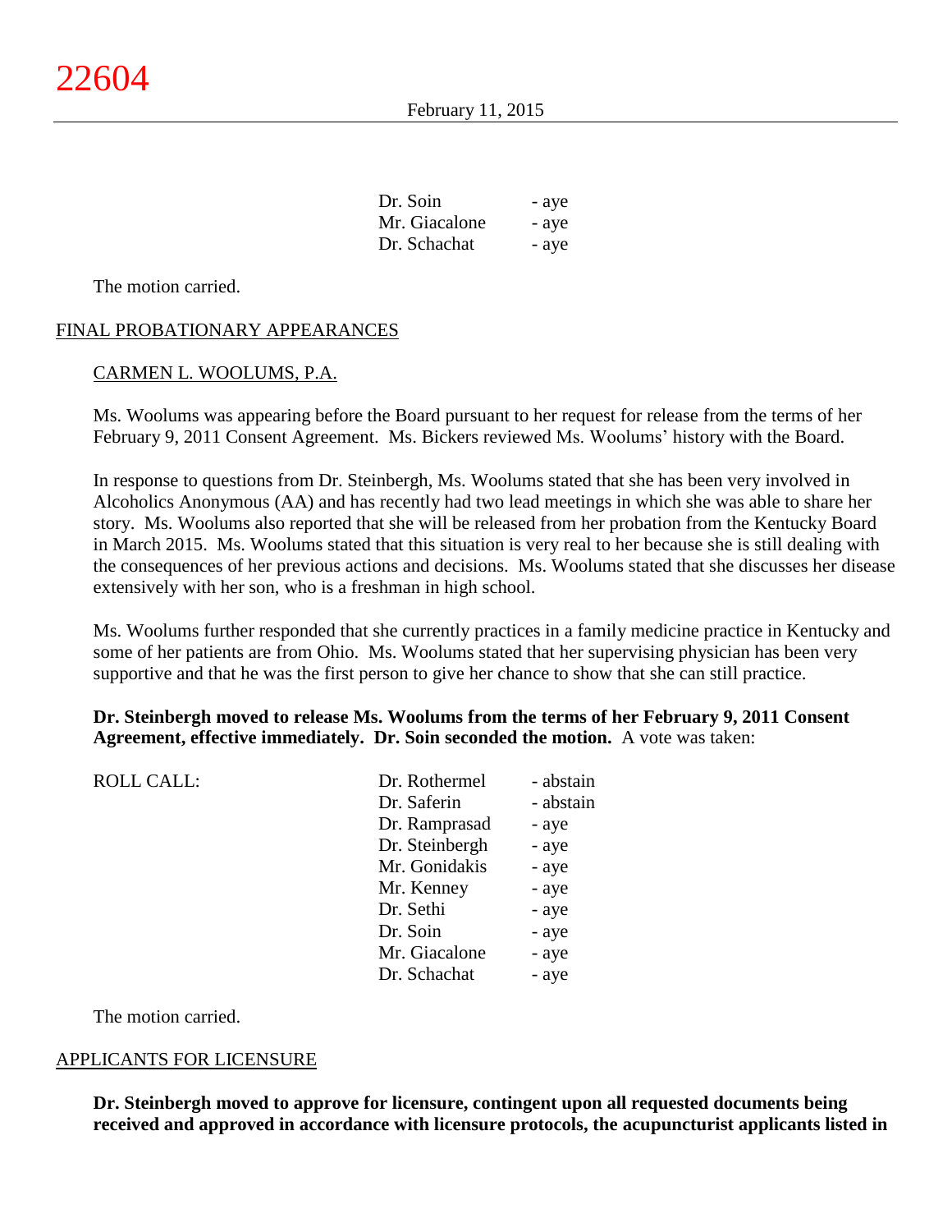| | |
|---|---|
| Dr. Soin | - aye |
| Mr. Giacalone | - aye |
| Dr. Schachat | - aye |

The motion carried.

## FINAL PROBATIONARY APPEARANCES

### CARMEN L. WOOLUMS, P.A.

Ms. Woolums was appearing before the Board pursuant to her request for release from the terms of her February 9, 2011 Consent Agreement. Ms. Bickers reviewed Ms. Woolums' history with the Board.

In response to questions from Dr. Steinbergh, Ms. Woolums stated that she has been very involved in Alcoholics Anonymous (AA) and has recently had two lead meetings in which she was able to share her story. Ms. Woolums also reported that she will be released from her probation from the Kentucky Board in March 2015. Ms. Woolums stated that this situation is very real to her because she is still dealing with the consequences of her previous actions and decisions. Ms. Woolums stated that she discusses her disease extensively with her son, who is a freshman in high school.

Ms. Woolums further responded that she currently practices in a family medicine practice in Kentucky and some of her patients are from Ohio. Ms. Woolums stated that her supervising physician has been very supportive and that he was the first person to give her chance to show that she can still practice.

**Dr. Steinbergh moved to release Ms. Woolums from the terms of her February 9, 2011 Consent Agreement, effective immediately. Dr. Soin seconded the motion.** A vote was taken:

| ROLL CALL: | | |
|---|---|---|
| | Dr. Rothermel | - abstain |
| | Dr. Saferin | - abstain |
| | Dr. Ramprasad | - aye |
| | Dr. Steinbergh | - aye |
| | Mr. Gonidakis | - aye |
| | Mr. Kenney | - aye |
| | Dr. Sethi | - aye |
| | Dr. Soin | - aye |
| | Mr. Giacalone | - aye |
| | Dr. Schachat | - aye |

The motion carried.

## APPLICANTS FOR LICENSURE

**Dr. Steinbergh moved to approve for licensure, contingent upon all requested documents being received and approved in accordance with licensure protocols, the acupuncturist applicants listed in**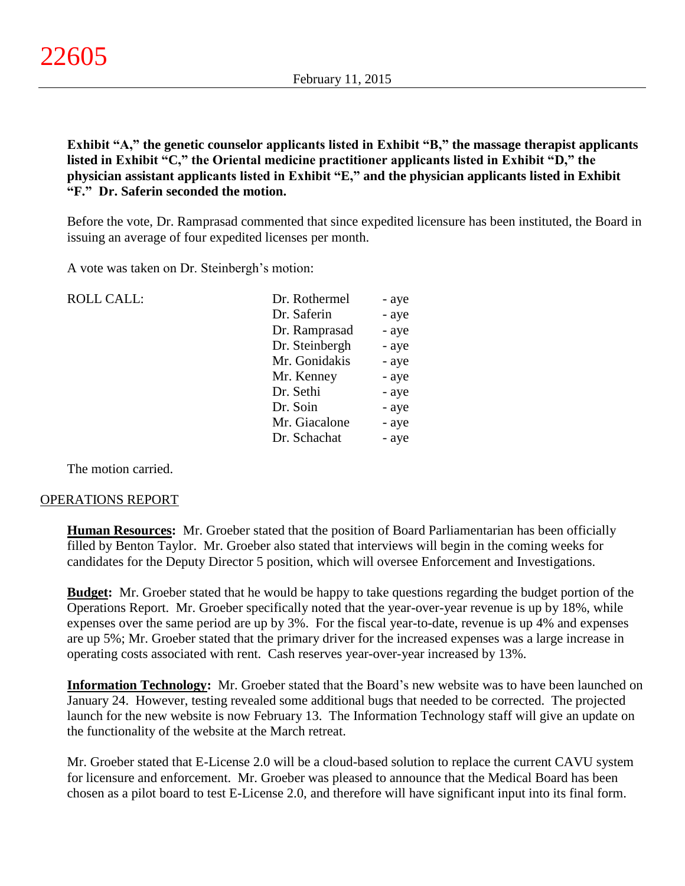**Exhibit "A," the genetic counselor applicants listed in Exhibit "B," the massage therapist applicants listed in Exhibit "C," the Oriental medicine practitioner applicants listed in Exhibit "D," the physician assistant applicants listed in Exhibit "E," and the physician applicants listed in Exhibit "F." Dr. Saferin seconded the motion.**

Before the vote, Dr. Ramprasad commented that since expedited licensure has been instituted, the Board in issuing an average of four expedited licenses per month.

A vote was taken on Dr. Steinbergh's motion:

| ROLL CALL: | | |
|---|---|---|
| | Dr. Rothermel | - aye |
| | Dr. Saferin | - aye |
| | Dr. Ramprasad | - aye |
| | Dr. Steinbergh | - aye |
| | Mr. Gonidakis | - aye |
| | Mr. Kenney | - aye |
| | Dr. Sethi | - aye |
| | Dr. Soin | - aye |
| | Mr. Giacalone | - aye |
| | Dr. Schachat | - aye |

The motion carried.

## OPERATIONS REPORT

**Human Resources:** Mr. Groeber stated that the position of Board Parliamentarian has been officially filled by Benton Taylor. Mr. Groeber also stated that interviews will begin in the coming weeks for candidates for the Deputy Director 5 position, which will oversee Enforcement and Investigations.

**Budget:** Mr. Groeber stated that he would be happy to take questions regarding the budget portion of the Operations Report. Mr. Groeber specifically noted that the year-over-year revenue is up by 18%, while expenses over the same period are up by 3%. For the fiscal year-to-date, revenue is up 4% and expenses are up 5%; Mr. Groeber stated that the primary driver for the increased expenses was a large increase in operating costs associated with rent. Cash reserves year-over-year increased by 13%.

**Information Technology:** Mr. Groeber stated that the Board's new website was to have been launched on January 24. However, testing revealed some additional bugs that needed to be corrected. The projected launch for the new website is now February 13. The Information Technology staff will give an update on the functionality of the website at the March retreat.

Mr. Groeber stated that E-License 2.0 will be a cloud-based solution to replace the current CAVU system for licensure and enforcement. Mr. Groeber was pleased to announce that the Medical Board has been chosen as a pilot board to test E-License 2.0, and therefore will have significant input into its final form.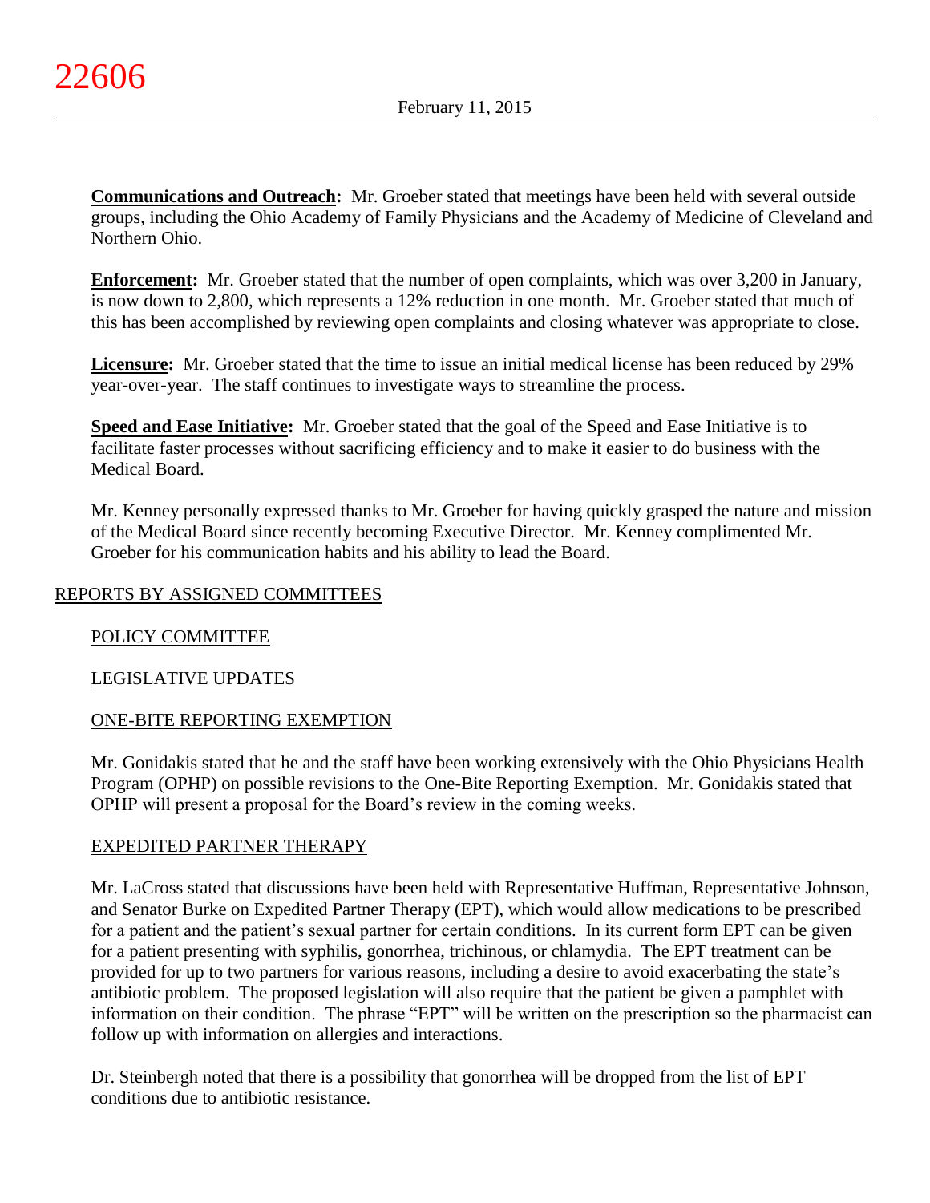**Communications and Outreach:** Mr. Groeber stated that meetings have been held with several outside groups, including the Ohio Academy of Family Physicians and the Academy of Medicine of Cleveland and Northern Ohio.

**Enforcement:** Mr. Groeber stated that the number of open complaints, which was over 3,200 in January, is now down to 2,800, which represents a 12% reduction in one month. Mr. Groeber stated that much of this has been accomplished by reviewing open complaints and closing whatever was appropriate to close.

**Licensure:** Mr. Groeber stated that the time to issue an initial medical license has been reduced by 29% year-over-year. The staff continues to investigate ways to streamline the process.

**Speed and Ease Initiative:** Mr. Groeber stated that the goal of the Speed and Ease Initiative is to facilitate faster processes without sacrificing efficiency and to make it easier to do business with the Medical Board.

Mr. Kenney personally expressed thanks to Mr. Groeber for having quickly grasped the nature and mission of the Medical Board since recently becoming Executive Director. Mr. Kenney complimented Mr. Groeber for his communication habits and his ability to lead the Board.

## REPORTS BY ASSIGNED COMMITTEES

### POLICY COMMITTEE

### LEGISLATIVE UPDATES

### ONE-BITE REPORTING EXEMPTION

Mr. Gonidakis stated that he and the staff have been working extensively with the Ohio Physicians Health Program (OPHP) on possible revisions to the One-Bite Reporting Exemption. Mr. Gonidakis stated that OPHP will present a proposal for the Board's review in the coming weeks.

### EXPEDITED PARTNER THERAPY

Mr. LaCross stated that discussions have been held with Representative Huffman, Representative Johnson, and Senator Burke on Expedited Partner Therapy (EPT), which would allow medications to be prescribed for a patient and the patient's sexual partner for certain conditions. In its current form EPT can be given for a patient presenting with syphilis, gonorrhea, trichinous, or chlamydia. The EPT treatment can be provided for up to two partners for various reasons, including a desire to avoid exacerbating the state's antibiotic problem. The proposed legislation will also require that the patient be given a pamphlet with information on their condition. The phrase "EPT" will be written on the prescription so the pharmacist can follow up with information on allergies and interactions.

Dr. Steinbergh noted that there is a possibility that gonorrhea will be dropped from the list of EPT conditions due to antibiotic resistance.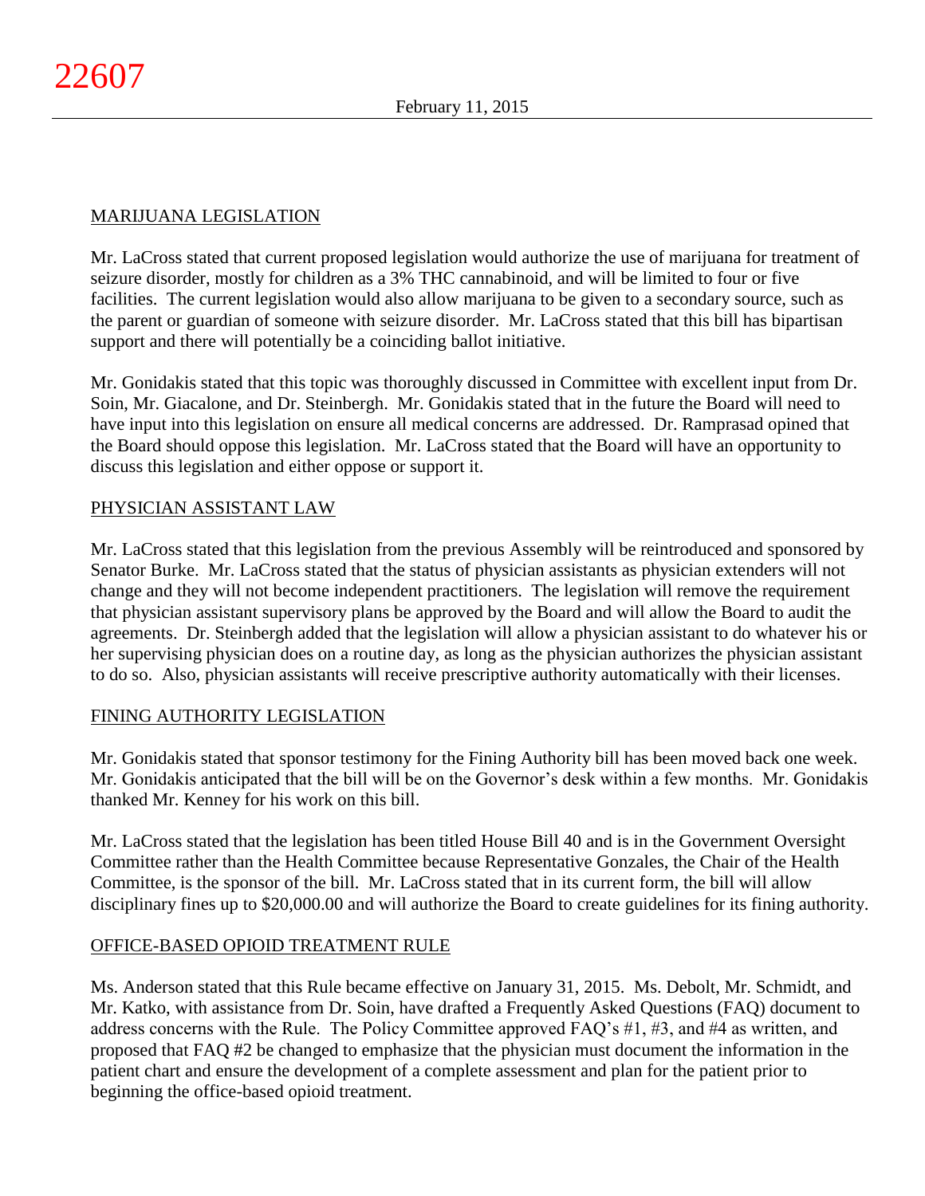## MARIJUANA LEGISLATION

Mr. LaCross stated that current proposed legislation would authorize the use of marijuana for treatment of seizure disorder, mostly for children as a 3% THC cannabinoid, and will be limited to four or five facilities. The current legislation would also allow marijuana to be given to a secondary source, such as the parent or guardian of someone with seizure disorder. Mr. LaCross stated that this bill has bipartisan support and there will potentially be a coinciding ballot initiative.

Mr. Gonidakis stated that this topic was thoroughly discussed in Committee with excellent input from Dr. Soin, Mr. Giacalone, and Dr. Steinbergh. Mr. Gonidakis stated that in the future the Board will need to have input into this legislation on ensure all medical concerns are addressed. Dr. Ramprasad opined that the Board should oppose this legislation. Mr. LaCross stated that the Board will have an opportunity to discuss this legislation and either oppose or support it.

## PHYSICIAN ASSISTANT LAW

Mr. LaCross stated that this legislation from the previous Assembly will be reintroduced and sponsored by Senator Burke. Mr. LaCross stated that the status of physician assistants as physician extenders will not change and they will not become independent practitioners. The legislation will remove the requirement that physician assistant supervisory plans be approved by the Board and will allow the Board to audit the agreements. Dr. Steinbergh added that the legislation will allow a physician assistant to do whatever his or her supervising physician does on a routine day, as long as the physician authorizes the physician assistant to do so. Also, physician assistants will receive prescriptive authority automatically with their licenses.

## FINING AUTHORITY LEGISLATION

Mr. Gonidakis stated that sponsor testimony for the Fining Authority bill has been moved back one week. Mr. Gonidakis anticipated that the bill will be on the Governor's desk within a few months. Mr. Gonidakis thanked Mr. Kenney for his work on this bill.

Mr. LaCross stated that the legislation has been titled House Bill 40 and is in the Government Oversight Committee rather than the Health Committee because Representative Gonzales, the Chair of the Health Committee, is the sponsor of the bill. Mr. LaCross stated that in its current form, the bill will allow disciplinary fines up to $20,000.00 and will authorize the Board to create guidelines for its fining authority.

## OFFICE-BASED OPIOID TREATMENT RULE

Ms. Anderson stated that this Rule became effective on January 31, 2015. Ms. Debolt, Mr. Schmidt, and Mr. Katko, with assistance from Dr. Soin, have drafted a Frequently Asked Questions (FAQ) document to address concerns with the Rule. The Policy Committee approved FAQ's #1, #3, and #4 as written, and proposed that FAQ #2 be changed to emphasize that the physician must document the information in the patient chart and ensure the development of a complete assessment and plan for the patient prior to beginning the office-based opioid treatment.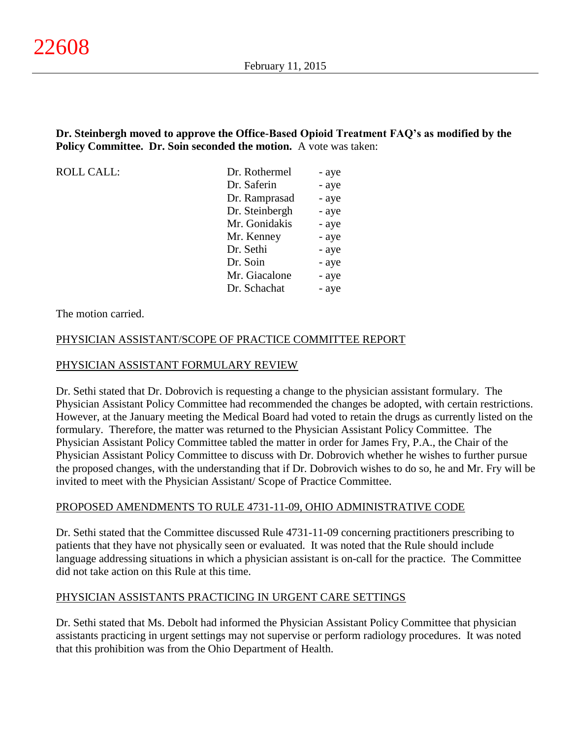**Dr. Steinbergh moved to approve the Office-Based Opioid Treatment FAQ's as modified by the Policy Committee. Dr. Soin seconded the motion.** A vote was taken:

| ROLL CALL: | Dr. Rothermel | - aye |
|---|---|---|
| | Dr. Saferin | - aye |
| | Dr. Ramprasad | - aye |
| | Dr. Steinbergh | - aye |
| | Mr. Gonidakis | - aye |
| | Mr. Kenney | - aye |
| | Dr. Sethi | - aye |
| | Dr. Soin | - aye |
| | Mr. Giacalone | - aye |
| | Dr. Schachat | - aye |

The motion carried.

PHYSICIAN ASSISTANT/SCOPE OF PRACTICE COMMITTEE REPORT

PHYSICIAN ASSISTANT FORMULARY REVIEW

Dr. Sethi stated that Dr. Dobrovich is requesting a change to the physician assistant formulary. The Physician Assistant Policy Committee had recommended the changes be adopted, with certain restrictions. However, at the January meeting the Medical Board had voted to retain the drugs as currently listed on the formulary. Therefore, the matter was returned to the Physician Assistant Policy Committee. The Physician Assistant Policy Committee tabled the matter in order for James Fry, P.A., the Chair of the Physician Assistant Policy Committee to discuss with Dr. Dobrovich whether he wishes to further pursue the proposed changes, with the understanding that if Dr. Dobrovich wishes to do so, he and Mr. Fry will be invited to meet with the Physician Assistant/ Scope of Practice Committee.

PROPOSED AMENDMENTS TO RULE 4731-11-09, OHIO ADMINISTRATIVE CODE

Dr. Sethi stated that the Committee discussed Rule 4731-11-09 concerning practitioners prescribing to patients that they have not physically seen or evaluated. It was noted that the Rule should include language addressing situations in which a physician assistant is on-call for the practice. The Committee did not take action on this Rule at this time.

PHYSICIAN ASSISTANTS PRACTICING IN URGENT CARE SETTINGS

Dr. Sethi stated that Ms. Debolt had informed the Physician Assistant Policy Committee that physician assistants practicing in urgent settings may not supervise or perform radiology procedures. It was noted that this prohibition was from the Ohio Department of Health.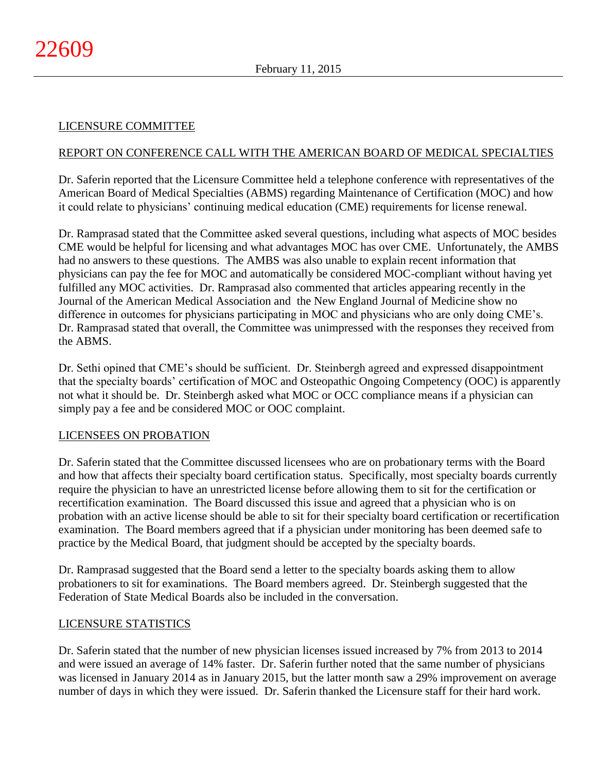## LICENSURE COMMITTEE

### REPORT ON CONFERENCE CALL WITH THE AMERICAN BOARD OF MEDICAL SPECIALTIES

Dr. Saferin reported that the Licensure Committee held a telephone conference with representatives of the American Board of Medical Specialties (ABMS) regarding Maintenance of Certification (MOC) and how it could relate to physicians' continuing medical education (CME) requirements for license renewal.

Dr. Ramprasad stated that the Committee asked several questions, including what aspects of MOC besides CME would be helpful for licensing and what advantages MOC has over CME. Unfortunately, the AMBS had no answers to these questions. The AMBS was also unable to explain recent information that physicians can pay the fee for MOC and automatically be considered MOC-compliant without having yet fulfilled any MOC activities. Dr. Ramprasad also commented that articles appearing recently in the Journal of the American Medical Association and the New England Journal of Medicine show no difference in outcomes for physicians participating in MOC and physicians who are only doing CME's. Dr. Ramprasad stated that overall, the Committee was unimpressed with the responses they received from the ABMS.

Dr. Sethi opined that CME's should be sufficient. Dr. Steinbergh agreed and expressed disappointment that the specialty boards' certification of MOC and Osteopathic Ongoing Competency (OOC) is apparently not what it should be. Dr. Steinbergh asked what MOC or OCC compliance means if a physician can simply pay a fee and be considered MOC or OOC complaint.

### LICENSEES ON PROBATION

Dr. Saferin stated that the Committee discussed licensees who are on probationary terms with the Board and how that affects their specialty board certification status. Specifically, most specialty boards currently require the physician to have an unrestricted license before allowing them to sit for the certification or recertification examination. The Board discussed this issue and agreed that a physician who is on probation with an active license should be able to sit for their specialty board certification or recertification examination. The Board members agreed that if a physician under monitoring has been deemed safe to practice by the Medical Board, that judgment should be accepted by the specialty boards.

Dr. Ramprasad suggested that the Board send a letter to the specialty boards asking them to allow probationers to sit for examinations. The Board members agreed. Dr. Steinbergh suggested that the Federation of State Medical Boards also be included in the conversation.

### LICENSURE STATISTICS

Dr. Saferin stated that the number of new physician licenses issued increased by 7% from 2013 to 2014 and were issued an average of 14% faster. Dr. Saferin further noted that the same number of physicians was licensed in January 2014 as in January 2015, but the latter month saw a 29% improvement on average number of days in which they were issued. Dr. Saferin thanked the Licensure staff for their hard work.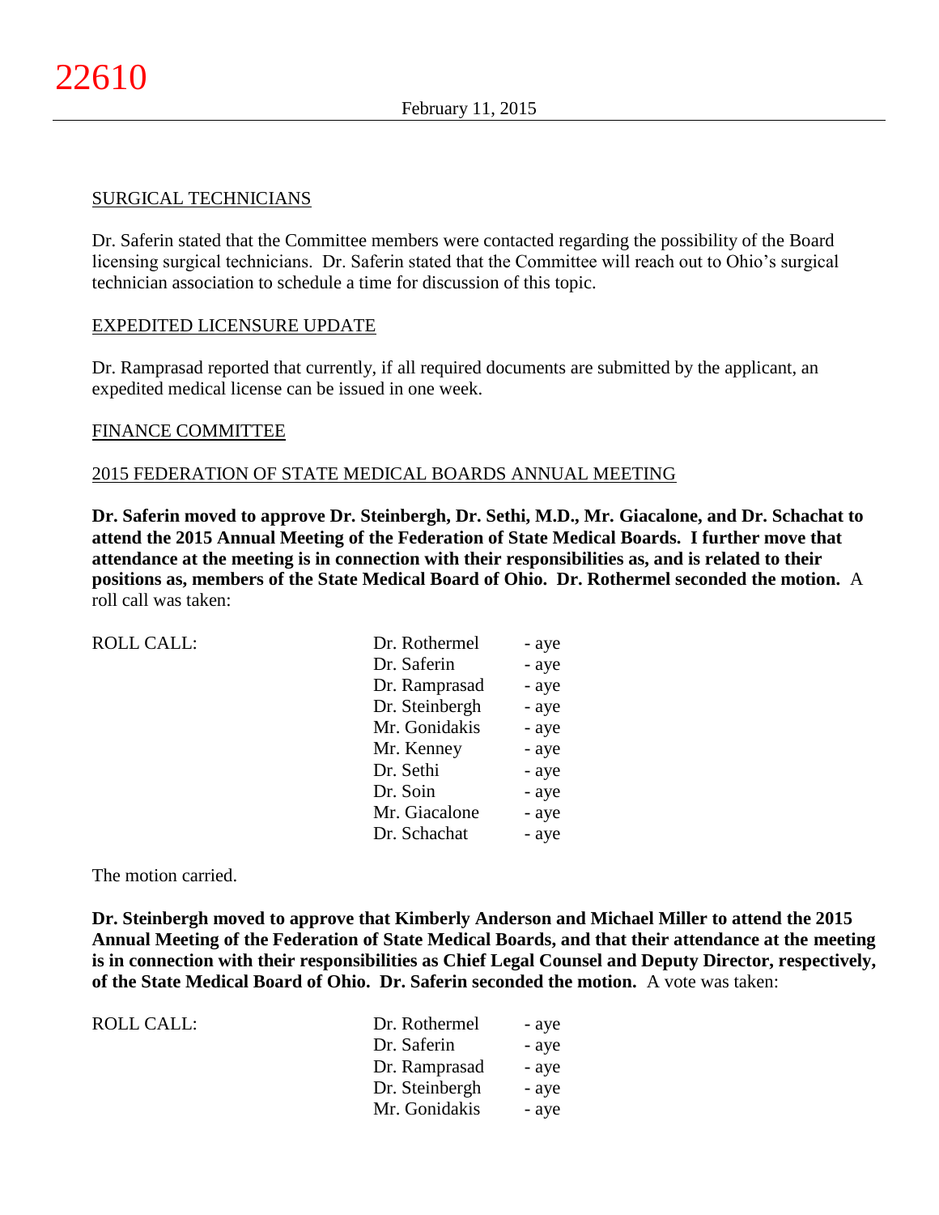## SURGICAL TECHNICIANS

Dr. Saferin stated that the Committee members were contacted regarding the possibility of the Board licensing surgical technicians. Dr. Saferin stated that the Committee will reach out to Ohio's surgical technician association to schedule a time for discussion of this topic.

## EXPEDITED LICENSURE UPDATE

Dr. Ramprasad reported that currently, if all required documents are submitted by the applicant, an expedited medical license can be issued in one week.

## FINANCE COMMITTEE

## 2015 FEDERATION OF STATE MEDICAL BOARDS ANNUAL MEETING

**Dr. Saferin moved to approve Dr. Steinbergh, Dr. Sethi, M.D., Mr. Giacalone, and Dr. Schachat to attend the 2015 Annual Meeting of the Federation of State Medical Boards. I further move that attendance at the meeting is in connection with their responsibilities as, and is related to their positions as, members of the State Medical Board of Ohio. Dr. Rothermel seconded the motion.** A roll call was taken:

| ROLL CALL: | Dr. Rothermel | - aye |
|---|---|---|
| | Dr. Saferin | - aye |
| | Dr. Ramprasad | - aye |
| | Dr. Steinbergh | - aye |
| | Mr. Gonidakis | - aye |
| | Mr. Kenney | - aye |
| | Dr. Sethi | - aye |
| | Dr. Soin | - aye |
| | Mr. Giacalone | - aye |
| | Dr. Schachat | - aye |

The motion carried.

**Dr. Steinbergh moved to approve that Kimberly Anderson and Michael Miller to attend the 2015 Annual Meeting of the Federation of State Medical Boards, and that their attendance at the meeting is in connection with their responsibilities as Chief Legal Counsel and Deputy Director, respectively, of the State Medical Board of Ohio. Dr. Saferin seconded the motion.** A vote was taken:

| ROLL CALL: | Dr. Rothermel | - aye |
|---|---|---|
| | Dr. Saferin | - aye |
| | Dr. Ramprasad | - aye |
| | Dr. Steinbergh | - aye |
| | Mr. Gonidakis | - aye |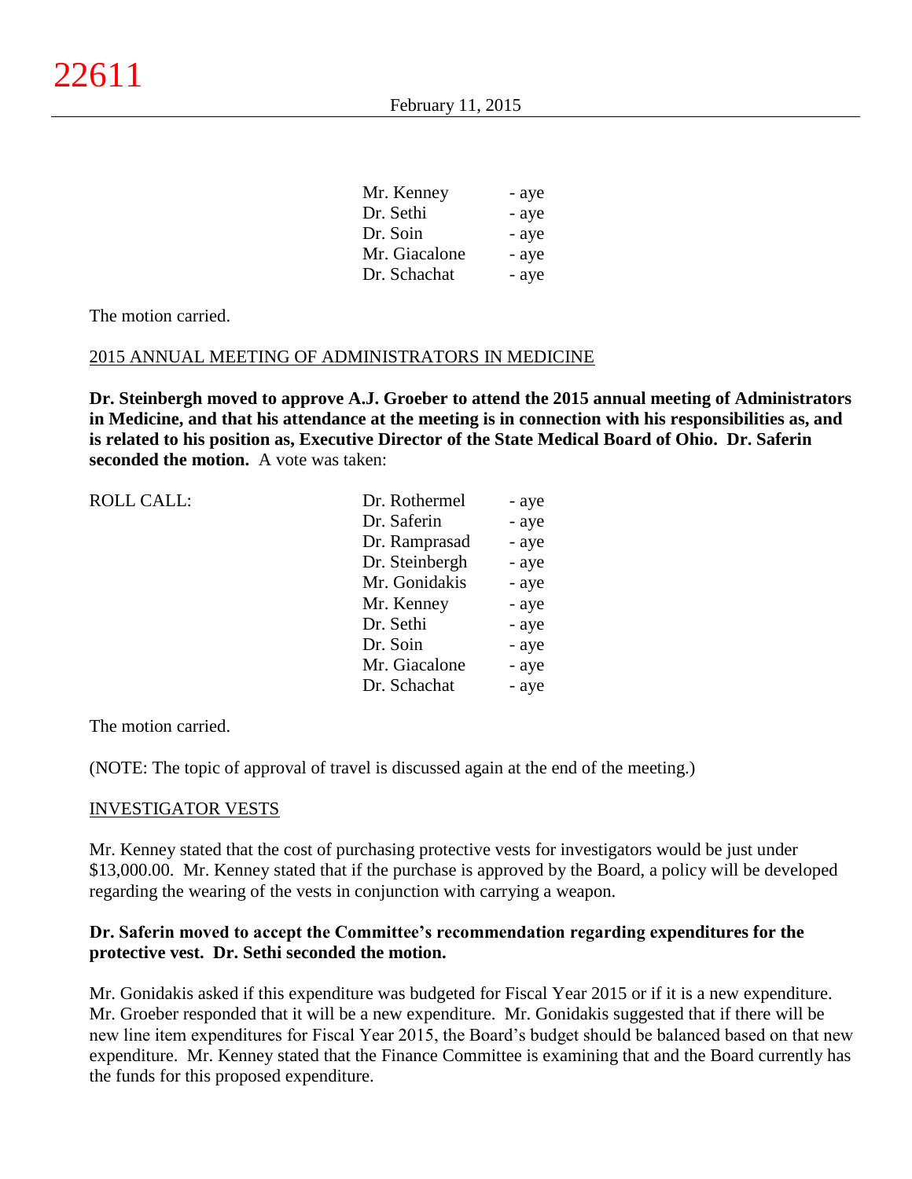| | | |
|---|---|---|
| | Mr. Kenney | - aye |
| | Dr. Sethi | - aye |
| | Dr. Soin | - aye |
| | Mr. Giacalone | - aye |
| | Dr. Schachat | - aye |

The motion carried.

2015 ANNUAL MEETING OF ADMINISTRATORS IN MEDICINE

**Dr. Steinbergh moved to approve A.J. Groeber to attend the 2015 annual meeting of Administrators in Medicine, and that his attendance at the meeting is in connection with his responsibilities as, and is related to his position as, Executive Director of the State Medical Board of Ohio. Dr. Saferin seconded the motion.** A vote was taken:

| | | |
|---|---|---|
| ROLL CALL: | Dr. Rothermel | - aye |
| | Dr. Saferin | - aye |
| | Dr. Ramprasad | - aye |
| | Dr. Steinbergh | - aye |
| | Mr. Gonidakis | - aye |
| | Mr. Kenney | - aye |
| | Dr. Sethi | - aye |
| | Dr. Soin | - aye |
| | Mr. Giacalone | - aye |
| | Dr. Schachat | - aye |

The motion carried.

(NOTE: The topic of approval of travel is discussed again at the end of the meeting.)

INVESTIGATOR VESTS

Mr. Kenney stated that the cost of purchasing protective vests for investigators would be just under $13,000.00. Mr. Kenney stated that if the purchase is approved by the Board, a policy will be developed regarding the wearing of the vests in conjunction with carrying a weapon.

**Dr. Saferin moved to accept the Committee's recommendation regarding expenditures for the protective vest. Dr. Sethi seconded the motion.**

Mr. Gonidakis asked if this expenditure was budgeted for Fiscal Year 2015 or if it is a new expenditure. Mr. Groeber responded that it will be a new expenditure. Mr. Gonidakis suggested that if there will be new line item expenditures for Fiscal Year 2015, the Board's budget should be balanced based on that new expenditure. Mr. Kenney stated that the Finance Committee is examining that and the Board currently has the funds for this proposed expenditure.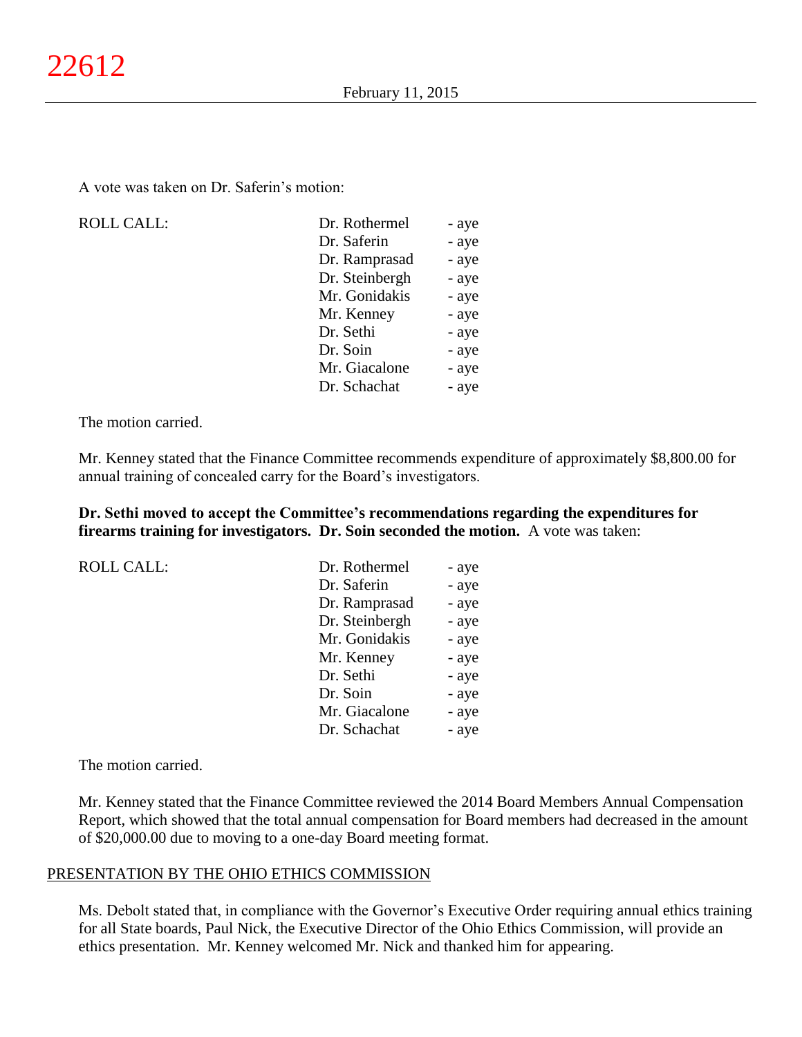A vote was taken on Dr. Saferin's motion:

| ROLL CALL: | Dr. Rothermel | - aye |
|---|---|---|
| | Dr. Saferin | - aye |
| | Dr. Ramprasad | - aye |
| | Dr. Steinbergh | - aye |
| | Mr. Gonidakis | - aye |
| | Mr. Kenney | - aye |
| | Dr. Sethi | - aye |
| | Dr. Soin | - aye |
| | Mr. Giacalone | - aye |
| | Dr. Schachat | - aye |

The motion carried.

Mr. Kenney stated that the Finance Committee recommends expenditure of approximately $8,800.00 for annual training of concealed carry for the Board's investigators.

**Dr. Sethi moved to accept the Committee's recommendations regarding the expenditures for firearms training for investigators. Dr. Soin seconded the motion.** A vote was taken:

| ROLL CALL: | Dr. Rothermel | - aye |
|---|---|---|
| | Dr. Saferin | - aye |
| | Dr. Ramprasad | - aye |
| | Dr. Steinbergh | - aye |
| | Mr. Gonidakis | - aye |
| | Mr. Kenney | - aye |
| | Dr. Sethi | - aye |
| | Dr. Soin | - aye |
| | Mr. Giacalone | - aye |
| | Dr. Schachat | - aye |

The motion carried.

Mr. Kenney stated that the Finance Committee reviewed the 2014 Board Members Annual Compensation Report, which showed that the total annual compensation for Board members had decreased in the amount of $20,000.00 due to moving to a one-day Board meeting format.

## PRESENTATION BY THE OHIO ETHICS COMMISSION

Ms. Debolt stated that, in compliance with the Governor's Executive Order requiring annual ethics training for all State boards, Paul Nick, the Executive Director of the Ohio Ethics Commission, will provide an ethics presentation. Mr. Kenney welcomed Mr. Nick and thanked him for appearing.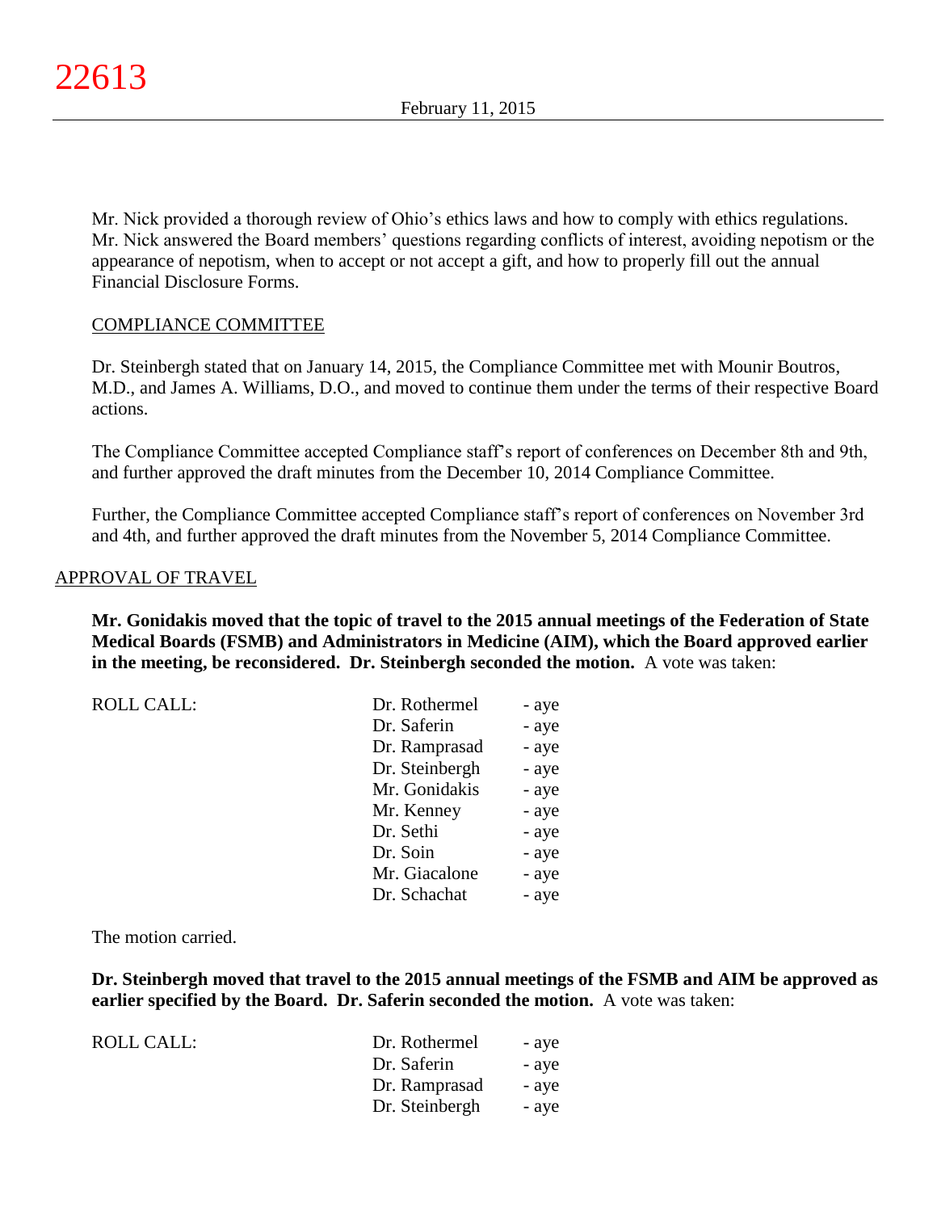Mr. Nick provided a thorough review of Ohio's ethics laws and how to comply with ethics regulations. Mr. Nick answered the Board members' questions regarding conflicts of interest, avoiding nepotism or the appearance of nepotism, when to accept or not accept a gift, and how to properly fill out the annual Financial Disclosure Forms.

COMPLIANCE COMMITTEE

Dr. Steinbergh stated that on January 14, 2015, the Compliance Committee met with Mounir Boutros, M.D., and James A. Williams, D.O., and moved to continue them under the terms of their respective Board actions.

The Compliance Committee accepted Compliance staff's report of conferences on December 8th and 9th, and further approved the draft minutes from the December 10, 2014 Compliance Committee.

Further, the Compliance Committee accepted Compliance staff's report of conferences on November 3rd and 4th, and further approved the draft minutes from the November 5, 2014 Compliance Committee.

APPROVAL OF TRAVEL

**Mr. Gonidakis moved that the topic of travel to the 2015 annual meetings of the Federation of State Medical Boards (FSMB) and Administrators in Medicine (AIM), which the Board approved earlier in the meeting, be reconsidered. Dr. Steinbergh seconded the motion.** A vote was taken:

| ROLL CALL: | | |
|---|---|---|
| | Dr. Rothermel | - aye |
| | Dr. Saferin | - aye |
| | Dr. Ramprasad | - aye |
| | Dr. Steinbergh | - aye |
| | Mr. Gonidakis | - aye |
| | Mr. Kenney | - aye |
| | Dr. Sethi | - aye |
| | Dr. Soin | - aye |
| | Mr. Giacalone | - aye |
| | Dr. Schachat | - aye |

The motion carried.

**Dr. Steinbergh moved that travel to the 2015 annual meetings of the FSMB and AIM be approved as earlier specified by the Board. Dr. Saferin seconded the motion.** A vote was taken:

| ROLL CALL: | | |
|---|---|---|
| | Dr. Rothermel | - aye |
| | Dr. Saferin | - aye |
| | Dr. Ramprasad | - aye |
| | Dr. Steinbergh | - aye |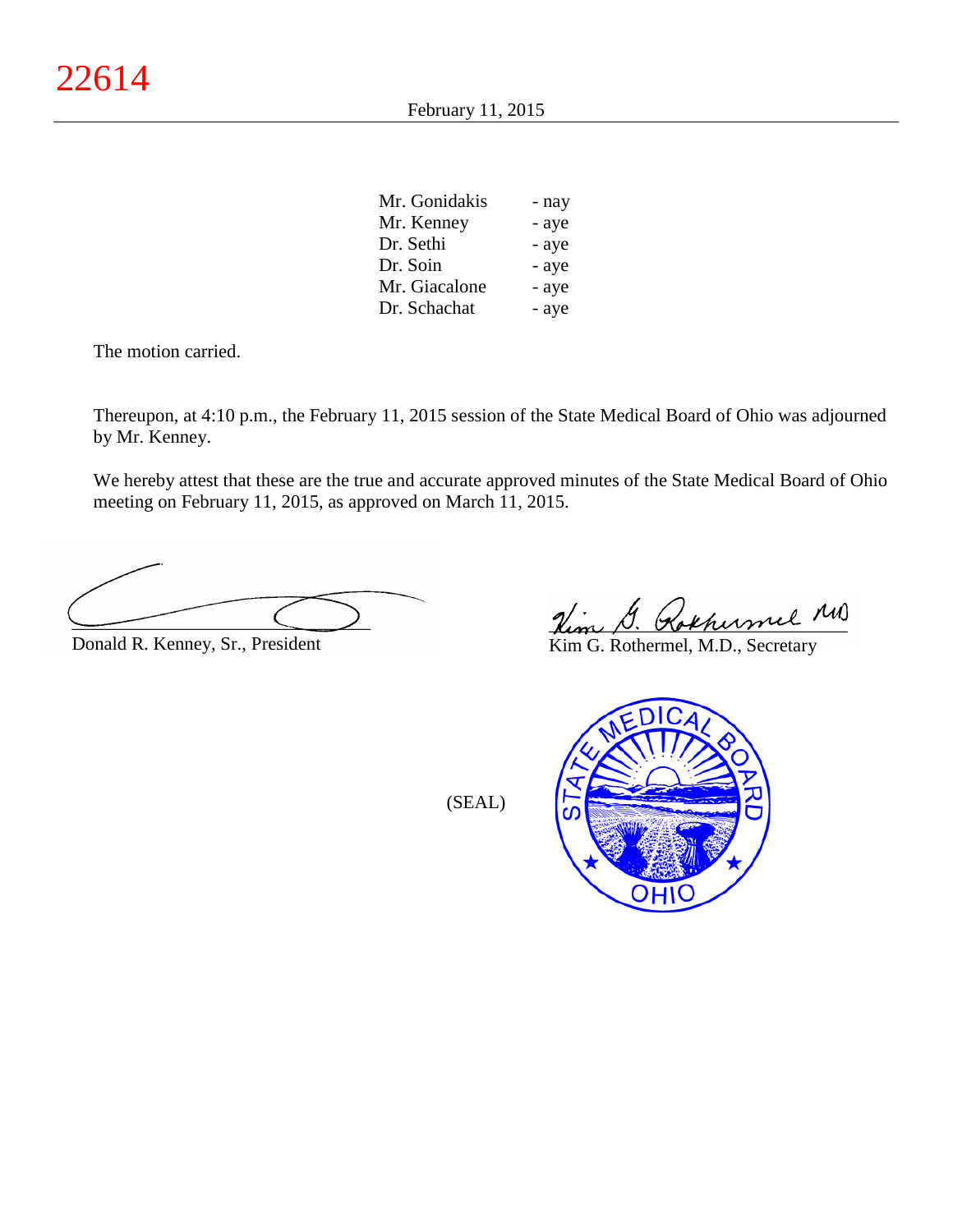| | |
|---|---|
| Mr. Gonidakis | - nay |
| Mr. Kenney | - aye |
| Dr. Sethi | - aye |
| Dr. Soin | - aye |
| Mr. Giacalone | - aye |
| Dr. Schachat | - aye |

The motion carried.

Thereupon, at 4:10 p.m., the February 11, 2015 session of the State Medical Board of Ohio was adjourned by Mr. Kenney.

We hereby attest that these are the true and accurate approved minutes of the State Medical Board of Ohio meeting on February 11, 2015, as approved on March 11, 2015.

Donald R. Kenney, Sr., President

Kim G. Rothermel, M.D., Secretary

(SEAL)